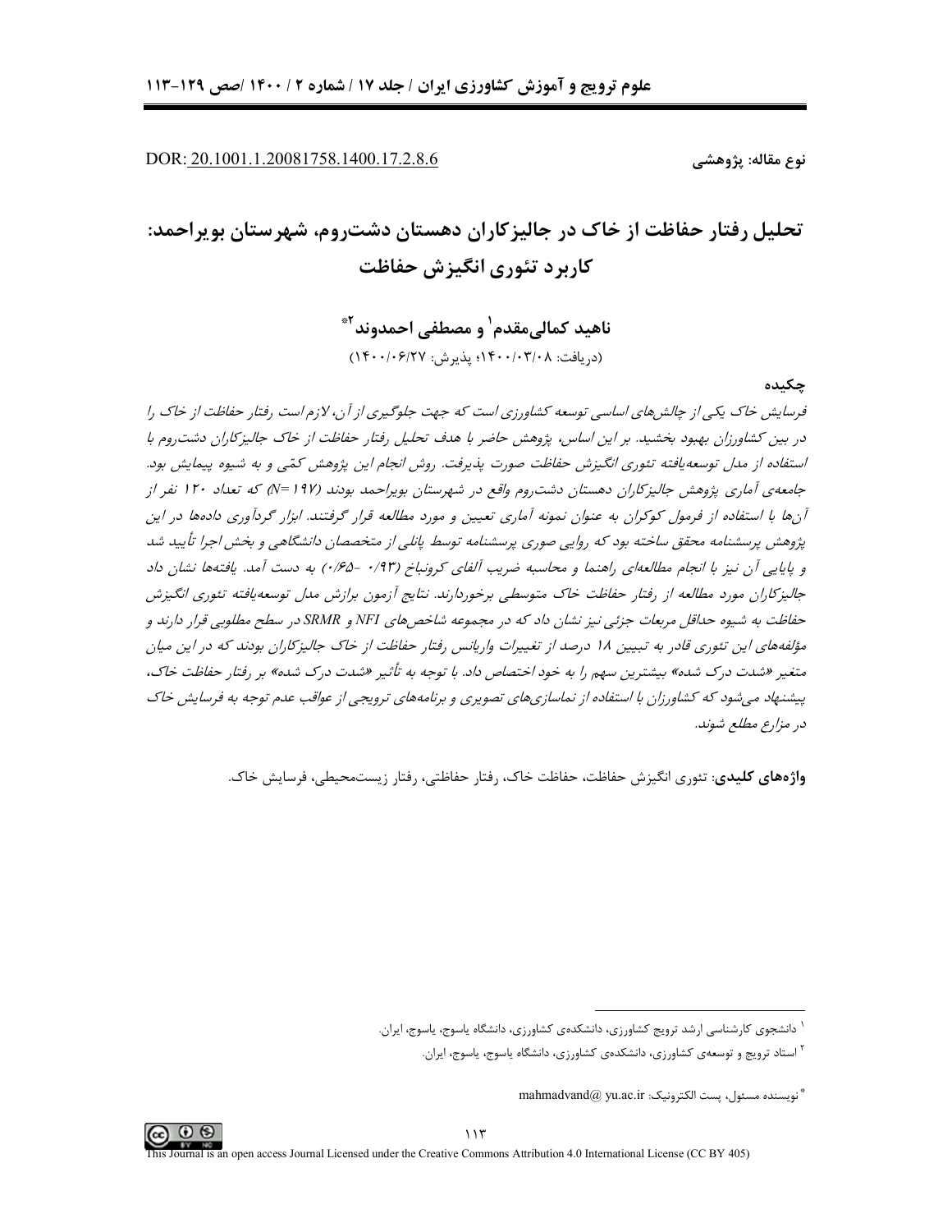DOR: 20.1001.1.20081758.1400.17.2.8.6

نوع مقاله: پژوهشی

# تحلیل رفتار حفاظت از خاک در جالیزکاران دهستان دشت‌روم، شهرستان بویراحمد: کاربرد تئوری انگیزش حفاظت

**ناهید کمالی‌مقدم[1] و مصطفی احمدوند[2]***

(دریافت: ۱۴۰۰/۰۳/۰۸؛ پذیرش: ۱۴۰۰/۰۶/۲۷)

## چکیده

*فرسایش خاک یکی از چالش‌های اساسی توسعه کشاورزی است که جهت جلوگیری از آن، لازم است رفتار حفاظت از خاک را در بین کشاورزان بهبود بخشید. بر این اساس، پژوهش حاضر با هدف تحلیل رفتار حفاظت از خاک جالیزکاران دشت‌روم با استفاده از مدل توسعه‌یافته تئوری انگیزش حفاظت صورت پذیرفت. روش انجام این پژوهش کمّی و به شیوه پیمایش بود. جامعه‌ی آماری پژوهش جالیزکاران دهستان دشت‌روم واقع در شهرستان بویراحمد بودند (N=۱۹۷) که تعداد ۱۲۰ نفر از آن‌ها با استفاده از فرمول کوکران به عنوان نمونه آماری تعیین و مورد مطالعه قرار گرفتند. ابزار گردآوری داده‌ها در این پژوهش پرسشنامه محقق ساخته بود که روایی صوری پرسشنامه توسط پانلی از متخصصان دانشگاهی و بخش اجرا تأیید شد و پایایی آن نیز با انجام مطالعه‌ای راهنما و محاسبه ضریب آلفای کرونباخ (۰/۹۳ -۰/۶۵) به دست آمد. یافته‌ها نشان داد جالیزکاران مورد مطالعه از رفتار حفاظت خاک متوسطی برخوردارند. نتایج آزمون برازش مدل توسعه‌یافته تئوری انگیزش حفاظت به شیوه حداقل مربعات جزئی نیز نشان داد که در مجموعه شاخص‌های NFI و SRMR در سطح مطلوبی قرار دارند و مؤلفه‌های این تئوری قادر به تبیین ۱۸ درصد از تغییرات واریانس رفتار حفاظت از خاک جالیزکاران بودند که در این میان متغیر «شدت درک شده» بیشترین سهم را به خود اختصاص داد. با توجه به تأثیر «شدت درک شده» بر رفتار حفاظت خاک، پیشنهاد می‌شود که کشاورزان با استفاده از نماسازی‌های تصویری و برنامه‌های ترویجی از عواقب عدم توجه به فرسایش خاک در مزارع مطلع شوند.*

**واژه‌های کلیدی**: تئوری انگیزش حفاظت، حفاظت خاک، رفتار حفاظتی، رفتار زیست‌محیطی، فرسایش خاک.

---

[1] دانشجوی کارشناسی ارشد ترویج کشاورزی، دانشکده‌ی کشاورزی، دانشگاه یاسوج، یاسوج، ایران.

[2] استاد ترویج و توسعه‌ی کشاورزی، دانشکده‌ی کشاورزی، دانشگاه یاسوج، یاسوج، ایران.

*نویسنده مسئول، پست الکترونیک: mahmadvand@ yu.ac.ir

This Journal is an open access Journal Licensed under the Creative Commons Attribution 4.0 International License (CC BY 405)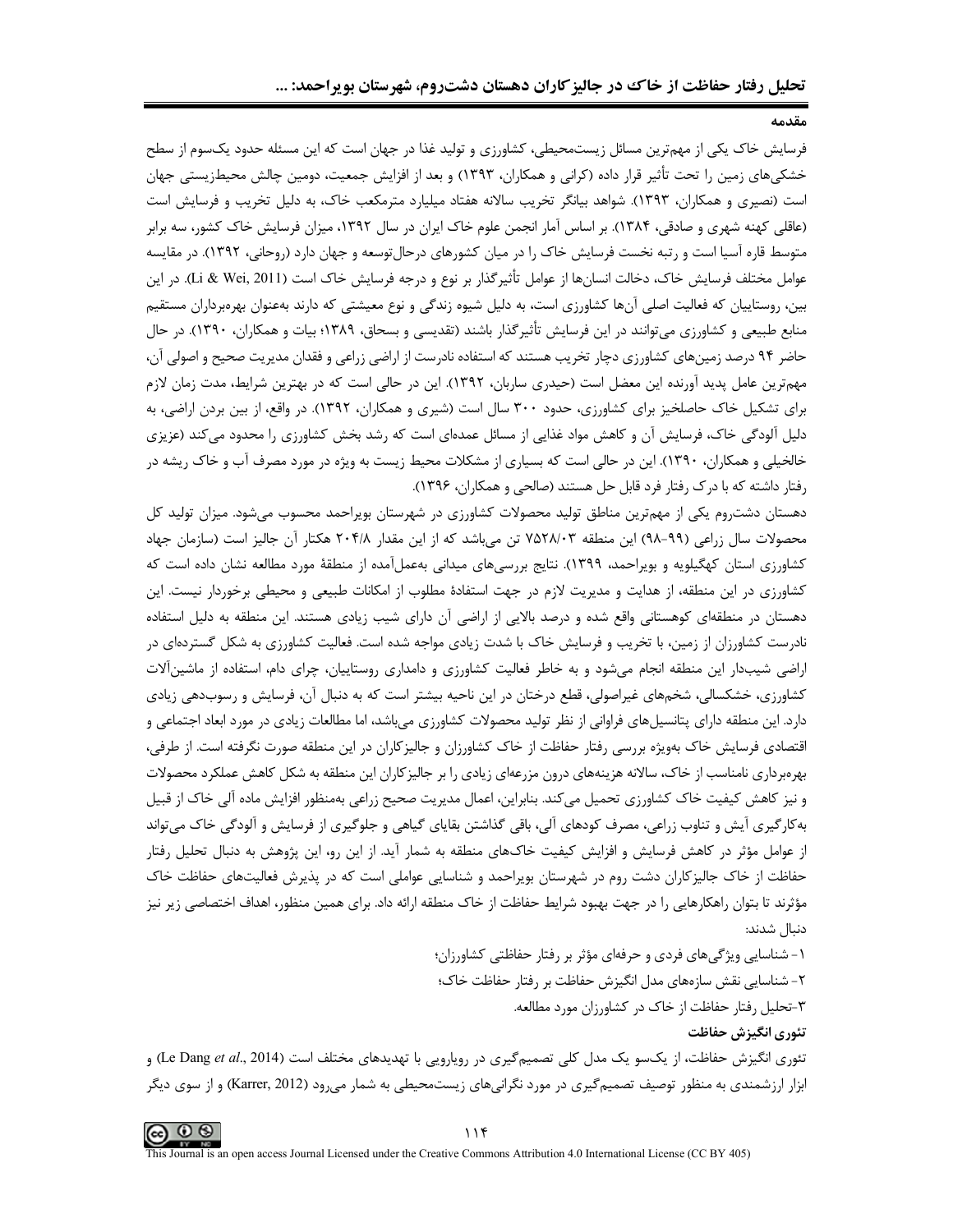## مقدمه

فرسایش خاک یکی از مهم‌ترین مسائل زیست‌محیطی، کشاورزی و تولید غذا در جهان است که این مسئله حدود یک‌سوم از سطح خشکی‌های زمین را تحت تأثیر قرار داده (کرانی و همکاران، ۱۳۹۳) و بعد از افزایش جمعیت، دومین چالش محیط‌زیستی جهان است (نصیری و همکاران، ۱۳۹۳). شواهد بیانگر تخریب سالانه هفتاد میلیارد مترمکعب خاک، به دلیل تخریب و فرسایش است (عاقلی کهنه شهری و صادقی، ۱۳۸۴). بر اساس آمار انجمن علوم خاک ایران در سال ۱۳۹۲، میزان فرسایش خاک کشور، سه برابر متوسط قاره آسیا است و رتبه نخست فرسایش خاک را در میان کشورهای درحال‌توسعه و جهان دارد (روحانی، ۱۳۹۲). در مقایسه عوامل مختلف فرسایش خاک، دخالت انسان‌ها از عوامل تأثیرگذار بر نوع و درجه فرسایش خاک است (Li & Wei, 2011). در این بین، روستاییان که فعالیت اصلی آن‌ها کشاورزی است، به دلیل شیوه زندگی و نوع معیشتی که دارند به‌عنوان بهره‌برداران مستقیم منابع طبیعی و کشاورزی می‌توانند در این فرسایش تأثیرگذار باشند (تقدیسی و بسحاق، ۱۳۸۹؛ بیات و همکاران، ۱۳۹۰). در حال حاضر ۹۴ درصد زمین‌های کشاورزی دچار تخریب هستند که استفاده نادرست از اراضی زراعی و فقدان مدیریت صحیح و اصولی آن، مهم‌ترین عامل پدید آورنده این معضل است (حیدری ساربان، ۱۳۹۲). این در حالی است که در بهترین شرایط، مدت زمان لازم برای تشکیل خاک حاصلخیز برای کشاورزی، حدود ۳۰۰ سال است (شیری و همکاران، ۱۳۹۲). در واقع، از بین بردن اراضی، به دلیل آلودگی خاک، فرسایش آن و کاهش مواد غذایی از مسائل عمده‌ای است که رشد بخش کشاورزی را محدود می‌کند (عزیزی خالخیلی و همکاران، ۱۳۹۰). این در حالی است که بسیاری از مشکلات محیط زیست به ویژه در مورد مصرف آب و خاک ریشه در رفتار داشته که با درک رفتار فرد قابل حل هستند (صالحی و همکاران، ۱۳۹۶).

دهستان دشت‌روم یکی از مهم‌ترین مناطق تولید محصولات کشاورزی در شهرستان بویراحمد محسوب می‌شود. میزان تولید کل محصولات سال زراعی (۹۹-۹۸) این منطقه ۷۵۲۸/۰۳ تن می‌باشد که از این مقدار ۲۰۴/۸ هکتار آن جالیز است (سازمان جهاد کشاورزی استان کهگیلویه و بویراحمد، ۱۳۹۹). نتایج بررسی‌های میدانی به‌عمل‌آمده از منطقهٔ مورد مطالعه نشان داده است که کشاورزی در این منطقه، از هدایت و مدیریت لازم در جهت استفادهٔ مطلوب از امکانات طبیعی و محیطی برخوردار نیست. این دهستان در منطقه‌ای کوهستانی واقع شده و درصد بالایی از اراضی آن دارای شیب زیادی هستند. این منطقه به دلیل استفاده نادرست کشاورزان از زمین، با تخریب و فرسایش خاک با شدت زیادی مواجه شده است. فعالیت کشاورزی به شکل گسترده‌ای در اراضی شیب‌دار این منطقه انجام می‌شود و به خاطر فعالیت کشاورزی و دامداری روستاییان، چرای دام، استفاده از ماشین‌آلات کشاورزی، خشکسالی، شخم‌های غیراصولی، قطع درختان در این ناحیه بیشتر است که به دنبال آن، فرسایش و رسوب‌دهی زیادی دارد. این منطقه دارای پتانسیل‌های فراوانی از نظر تولید محصولات کشاورزی می‌باشد، اما مطالعات زیادی در مورد ابعاد اجتماعی و اقتصادی فرسایش خاک به‌ویژه بررسی رفتار حفاظت از خاک کشاورزان و جالیزکاران در این منطقه صورت نگرفته است. از طرفی، بهره‌برداری نامناسب از خاک، سالانه هزینه‌های درون مزرعه‌ای زیادی را بر جالیزکاران این منطقه به شکل کاهش عملکرد محصولات و نیز کاهش کیفیت خاک کشاورزی تحمیل می‌کند. بنابراین، اعمال مدیریت صحیح زراعی به‌منظور افزایش ماده آلی خاک از قبیل به‌کارگیری آیش و تناوب زراعی، مصرف کودهای آلی، باقی گذاشتن بقایای گیاهی و جلوگیری از فرسایش و آلودگی خاک می‌تواند از عوامل مؤثر در کاهش فرسایش و افزایش کیفیت خاک‌های منطقه به شمار آید. از این رو، این پژوهش به دنبال تحلیل رفتار حفاظت از خاک جالیزکاران دشت روم در شهرستان بویراحمد و شناسایی عواملی است که در پذیرش فعالیت‌های حفاظت خاک مؤثرند تا بتوان راهکارهایی را در جهت بهبود شرایط حفاظت از خاک منطقه ارائه داد. برای همین منظور، اهداف اختصاصی زیر نیز دنبال شدند:

۱- شناسایی ویژگی‌های فردی و حرفه‌ای مؤثر بر رفتار حفاظتی کشاورزان؛

۲- شناسایی نقش سازه‌های مدل انگیزش حفاظت بر رفتار حفاظت خاک؛

۳-تحلیل رفتار حفاظت از خاک در کشاورزان مورد مطالعه.

### تئوری انگیزش حفاظت

تئوری انگیزش حفاظت، از یک‌سو یک مدل کلی تصمیم‌گیری در رویارویی با تهدیدهای مختلف است (Le Dang *et al*., 2014) و ابزار ارزشمندی به منظور توصیف تصمیم‌گیری در مورد نگرانی‌های زیست‌محیطی به شمار می‌رود (Karrer, 2012) و از سوی دیگر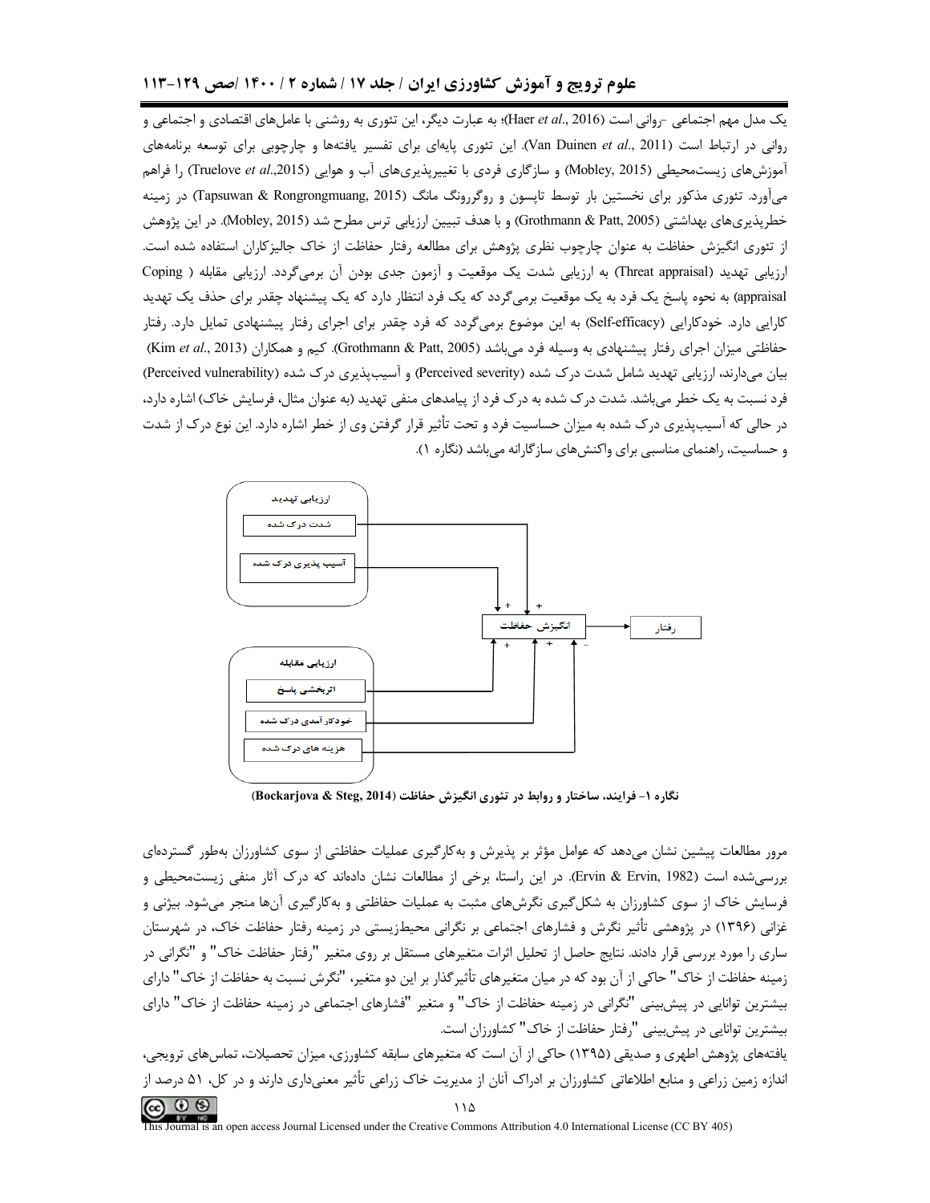یک مدل مهم اجتماعی -روانی است (Haer *et al*., 2016)؛ به عبارت دیگر، این تئوری به روشنی با عامل‌های اقتصادی و اجتماعی و روانی در ارتباط است (Van Duinen *et al*., 2011). این تئوری پایه‌ای برای تفسیر یافته‌ها و چارچوبی برای توسعه برنامه‌های آموزش‌های زیست‌محیطی (Mobley, 2015) و سازگاری فردی با تغییرپذیری‌های آب و هوایی (Truelove *et al*.,2015) را فراهم می‌آورد. تئوری مذکور برای نخستین بار توسط تاپسون و روگررونگ مانگ (Tapsuwan & Rongrongmuang, 2015) در زمینه خطرپذیری‌های بهداشتی (Grothmann & Patt, 2005) و با هدف تبیین ارزیابی ترس مطرح شد (Mobley, 2015). در این پژوهش از تئوری انگیزش حفاظت به عنوان چارچوب نظری پژوهش برای مطالعه رفتار حفاظت از خاک جالیزکاران استفاده شده است. ارزیابی تهدید (Threat appraisal) به ارزیابی شدت یک موقعیت و آزمون جدی بودن آن برمی‌گردد. ارزیابی مقابله (Coping appraisal) به نحوه پاسخ یک فرد به یک موقعیت برمی‌گردد که یک فرد انتظار دارد که یک پیشنهاد چقدر برای حذف یک تهدید کارایی دارد. خودکارایی (Self-efficacy) به این موضوع برمی‌گردد که فرد چقدر برای اجرای رفتار پیشنهادی تمایل دارد. رفتار حفاظتی میزان اجرای رفتار پیشنهادی به وسیله فرد می‌باشد (Grothmann & Patt, 2005). کیم و همکاران (Kim *et al*., 2013) بیان می‌دارند، ارزیابی تهدید شامل شدت درک شده (Perceived severity) و آسیب‌پذیری درک شده (Perceived vulnerability) فرد نسبت به یک خطر می‌باشد. شدت درک شده به درک فرد از پیامدهای منفی تهدید (به عنوان مثال، فرسایش خاک) اشاره دارد، در حالی که آسیب‌پذیری درک شده به میزان حساسیت فرد و تحت تأثیر قرار گرفتن وی از خطر اشاره دارد. این نوع درک از شدت و حساسیت، راهنمای مناسبی برای واکنش‌های سازگارانه می‌باشد (نگاره ۱).

ارزیابی تهدید
- شدت درک شده
- آسیب پذیری درک شده

ارزیابی مقابله
- اثربخشی پاسخ
- خودکارآمدی درک شده
- هزینه های درک شده

انگیزش حفاظت ← رفتار

**نگاره ۱- فرایند، ساختار و روابط در تئوری انگیزش حفاظت (Bockarjova & Steg, 2014)**

مرور مطالعات پیشین نشان می‌دهد که عوامل مؤثر بر پذیرش و به‌کارگیری عملیات حفاظتی از سوی کشاورزان به‌طور گسترده‌ای بررسی‌شده است (Ervin & Ervin, 1982). در این راستا، برخی از مطالعات نشان داده‌اند که درک آثار منفی زیست‌محیطی و فرسایش خاک از سوی کشاورزان به شکل‌گیری نگرش‌های مثبت به عملیات حفاظتی و به‌کارگیری آن‌ها منجر می‌شود. بیژنی و غزانی (۱۳۹۶) در پژوهشی تأثیر نگرش و فشارهای اجتماعی بر نگرانی محیط‌زیستی در زمینه رفتار حفاظت خاک، در شهرستان ساری را مورد بررسی قرار دادند. نتایج حاصل از تحلیل اثرات متغیرهای مستقل بر روی متغیر "رفتار حفاظت خاک" و "نگرانی در زمینه حفاظت از خاک" حاکی از آن بود که در میان متغیرهای تأثیرگذار بر این دو متغیر، "نگرش نسبت به حفاظت از خاک" دارای بیشترین توانایی در پیش‌بینی "نگرانی در زمینه حفاظت از خاک" و متغیر "فشارهای اجتماعی در زمینه حفاظت از خاک" دارای بیشترین توانایی در پیش‌بینی "رفتار حفاظت از خاک" کشاورزان است.

یافته‌های پژوهش اطهری و صدیقی (۱۳۹۵) حاکی از آن است که متغیرهای سابقه کشاورزی، میزان تحصیلات، تماس‌های ترویجی، اندازه زمین زراعی و منابع اطلاعاتی کشاورزان بر ادراک آنان از مدیریت خاک زراعی تأثیر معنی‌داری دارند و در کل، ۵۱ درصد از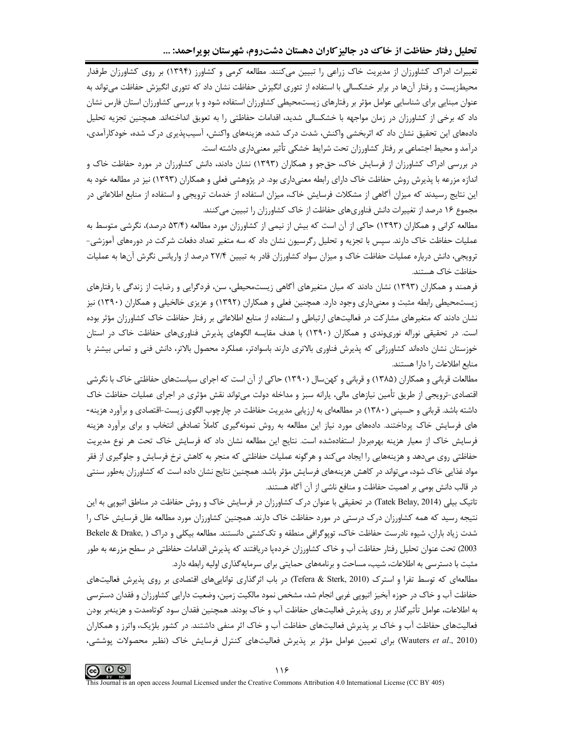تغییرات ادراک کشاورزان از مدیریت خاک زراعی را تبیین می‌کنند. مطالعه کرمی و کشاورز (۱۳۹۴) بر روی کشاورزان طرفدار محیط‌زیست و رفتار آن‌ها در برابر خشکسالی با استفاده از تئوری انگیزش حفاظت نشان داد که تئوری انگیزش حفاظت می‌تواند به عنوان مبنایی برای شناسایی عوامل مؤثر بر رفتارهای زیست‌محیطی کشاورزان استفاده شود و با بررسی کشاورزان استان فارس نشان داد که برخی از کشاورزان در زمان مواجهه با خشکسالی شدید، اقدامات حفاظتی را به تعویق انداخته‌اند. همچنین تجزیه تحلیل داده‌های این تحقیق نشان داد که اثربخشی واکنش، شدت درک شده، هزینه‌های واکنش، آسیب‌پذیری درک شده، خودکارآمدی، درآمد و محیط اجتماعی بر رفتار کشاورزان تحت شرایط خشکی تأثیر معنی‌داری داشته است.

در بررسی ادراک کشاورزان از فرسایش خاک، حق‌جو و همکاران (۱۳۹۳) نشان دادند، دانش کشاورزان در مورد حفاظت خاک و اندازه مزرعه با پذیرش روش حفاظت خاک دارای رابطه معنی‌داری بود. در پژوهشی فعلی و همکاران (۱۳۹۳) نیز در مطالعه خود به این نتایج رسیدند که میزان آگاهی از مشکلات فرسایش خاک، میزان استفاده از خدمات ترویجی و استفاده از منابع اطلاعاتی در مجموع ۱۶ درصد از تغییرات دانش فناوری‌های حفاظت از خاک کشاورزان را تبیین می‌کنند.

مطالعه کرانی و همکاران (۱۳۹۳) حاکی از آن است که بیش از نیمی از کشاورزان مورد مطالعه (۵۳/۴ درصد)، نگرشی متوسط به عملیات حفاظت خاک دارند. سپس با تجزیه و تحلیل رگرسیون نشان داد که سه متغیر تعداد دفعات شرکت در دوره‌های آموزشی-ترویجی، دانش درباره عملیات حفاظت خاک و میزان سواد کشاورزان قادر به تبیین ۲۷/۴ درصد از واریانس نگرش آن‌ها به عملیات حفاظت خاک هستند.

فرهمند و همکاران (۱۳۹۳) نشان دادند که میان متغیرهای آگاهی زیست‌محیطی، سن، فردگرایی و رضایت از زندگی با رفتارهای زیست‌محیطی رابطه مثبت و معنی‌داری وجود دارد. همچنین فعلی و همکاران (۱۳۹۲) و عزیزی خالخیلی و همکاران (۱۳۹۰) نیز نشان دادند که متغیرهای مشارکت در فعالیت‌های ارتباطی و استفاده از منابع اطلاعاتی بر رفتار حفاظت خاک کشاورزان مؤثر بوده است. در تحقیقی نوراله نوری‌وندی و همکاران (۱۳۹۰) با هدف مقایسه الگوهای پذیرش فناوری‌های حفاظت خاک در استان خوزستان نشان داده‌اند کشاورزانی که پذیرش فناوری بالاتری دارند باسوادتر، عملکرد محصول بالاتر، دانش فنی و تماس بیشتر با منابع اطلاعات را دارا هستند.

مطالعات قربانی و همکاران (۱۳۸۵) و قربانی و کهن‌سال (۱۳۹۰) حاکی از آن است که اجرای سیاست‌های حفاظتی خاک با نگرشی اقتصادی-ترویجی از طریق تأمین نیازهای مالی، یارانه سبز و مداخله دولت می‌تواند نقش مؤثری در اجرای عملیات حفاظت خاک داشته باشد. قربانی و حسینی (۱۳۸۰) در مطالعه‌ای به ارزیابی مدیریت حفاظت در چارچوب الگوی زیست-اقتصادی و برآورد هزینه‌های فرسایش خاک پرداختند. داده‌های مورد نیاز این مطالعه به روش نمونه‌گیری کاملاً تصادفی انتخاب و برای برآورد هزینه فرسایش خاک از معیار هزینه بهره‌بردار استفاده‌شده است. نتایج این مطالعه نشان داد که فرسایش خاک تحت هر نوع مدیریت حفاظتی روی می‌دهد و هزینه‌هایی را ایجاد می‌کند و هرگونه عملیات حفاظتی که منجر به کاهش نرخ فرسایش و جلوگیری از فقر مواد غذایی خاک شود، می‌تواند در کاهش هزینه‌های فرسایش مؤثر باشد. همچنین نتایج نشان داده است که کشاورزان به‌طور سنتی در قالب دانش بومی بر اهمیت حفاظت و منافع ناشی از آن آگاه هستند.

تاتیک بیلی (Tatek Belay, 2014) در تحقیقی با عنوان درک کشاورزان در فرسایش خاک و روش حفاظت در مناطق اتیوپی به این نتیجه رسید که همه کشاورزان درک درستی در مورد حفاظت خاک دارند. همچنین کشاورزان مورد مطالعه علل فرسایش خاک را شدت زیاد باران، شیوه نادرست حفاظت خاک، توپوگرافی منطقه و تک‌کشتی دانستند. مطالعه بیکلی و دراک (Bekele & Drake, 2003) تحت عنوان تحلیل رفتار حفاظت آب و خاک کشاورزان خرده‌پا دریافتند که پذیرش اقدامات حفاظتی در سطح مزرعه به طور مثبت با دسترسی به اطلاعات، شیب، مساحت و برنامه‌های حمایتی برای سرمایه‌گذاری اولیه رابطه دارد.

مطالعه‌ای که توسط تفرا و استرک (Tefera & Sterk, 2010) در باب اثرگذاری توانایی‌های اقتصادی بر روی پذیرش فعالیت‌های حفاظت آب و خاک در حوزه آبخیز اتیوپی غربی انجام شد، مشخص نمود مالکیت زمین، وضعیت دارایی کشاورزان و فقدان دسترسی به اطلاعات، عوامل تأثیرگذار بر روی پذیرش فعالیت‌های حفاظت آب و خاک بودند. همچنین فقدان سود کوتاه‌مدت و هزینه‌بر بودن فعالیت‌های حفاظت آب و خاک بر پذیرش فعالیت‌های حفاظت آب و خاک اثر منفی داشتند. در کشور بلژیک، واترز و همکاران (Wauters *et al*., 2010) برای تعیین عوامل مؤثر بر پذیرش فعالیت‌های کنترل فرسایش خاک (نظیر محصولات پوششی،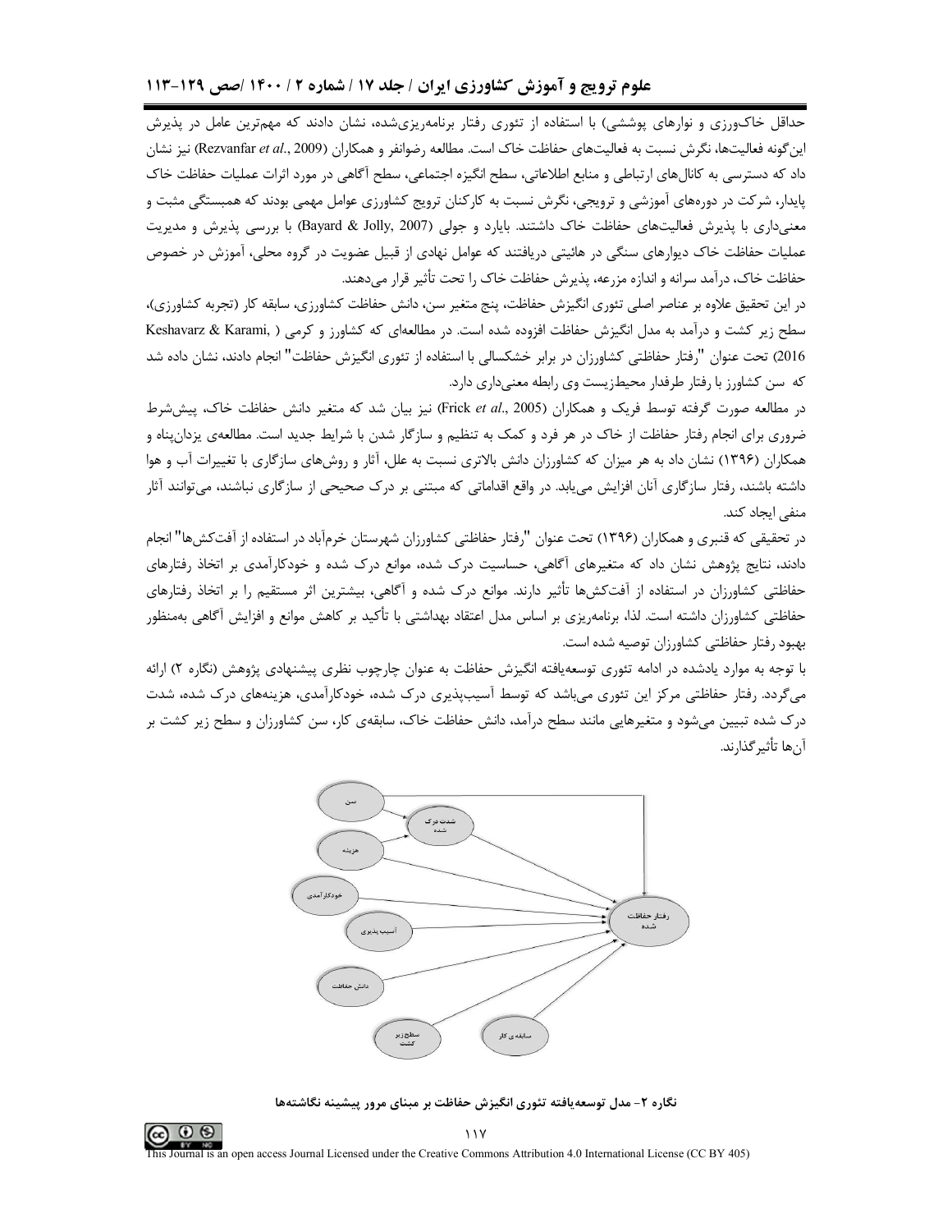حداقل خاک‌ورزی و نوارهای پوششی) با استفاده از تئوری رفتار برنامه‌ریزی‌شده، نشان دادند که مهم‌ترین عامل در پذیرش این‌گونه فعالیت‌ها، نگرش نسبت به فعالیت‌های حفاظت خاک است. مطالعه رضوانفر و همکاران (Rezvanfar *et al*., 2009) نیز نشان داد که دسترسی به کانال‌های ارتباطی و منابع اطلاعاتی، سطح انگیزه اجتماعی، سطح آگاهی در مورد اثرات عملیات حفاظت خاک پایدار، شرکت در دوره‌های آموزشی و ترویجی، نگرش نسبت به کارکنان ترویج کشاورزی عوامل مهمی بودند که همبستگی مثبت و معنی‌داری با پذیرش فعالیت‌های حفاظت خاک داشتند. بایارد و جولی (Bayard & Jolly, 2007) با بررسی پذیرش و مدیریت عملیات حفاظت خاک دیوارهای سنگی در هائیتی دریافتند که عوامل نهادی از قبیل عضویت در گروه محلی، آموزش در خصوص حفاظت خاک، درآمد سرانه و اندازه مزرعه، پذیرش حفاظت خاک را تحت تأثیر قرار می‌دهند.

در این تحقیق علاوه بر عناصر اصلی تئوری انگیزش حفاظت، پنج متغیر سن، دانش حفاظت کشاورزی، سابقه کار (تجربه کشاورزی)، سطح زیر کشت و درآمد به مدل انگیزش حفاظت افزوده شده است. در مطالعه‌ای که کشاورز و کرمی (Keshavarz & Karami, 2016) تحت عنوان "رفتار حفاظتی کشاورزان در برابر خشکسالی با استفاده از تئوری انگیزش حفاظت" انجام دادند، نشان داده شد که سن کشاورز با رفتار طرفدار محیط‌زیست وی رابطه معنی‌داری دارد.

در مطالعه صورت گرفته توسط فریک و همکاران (Frick *et al*., 2005) نیز بیان شد که متغیر دانش حفاظت خاک، پیش‌شرط ضروری برای انجام رفتار حفاظت از خاک در هر فرد و کمک به تنظیم و سازگار شدن با شرایط جدید است. مطالعه‌ی یزدان‌پناه و همکاران (۱۳۹۶) نشان داد که به هر میزان که کشاورزان دانش بالاتری نسبت به علل، آثار و روش‌های سازگاری با تغییرات آب و هوا داشته باشند، رفتار سازگاری آنان افزایش می‌یابد. در واقع اقداماتی که مبتنی بر درک صحیحی از سازگاری نباشند، می‌توانند آثار منفی ایجاد کند.

در تحقیقی که قنبری و همکاران (۱۳۹۶) تحت عنوان "رفتار حفاظتی کشاورزان شهرستان خرم‌آباد در استفاده از آفت‌کش‌ها" انجام دادند، نتایج پژوهش نشان داد که متغیرهای آگاهی، حساسیت درک شده، موانع درک شده و خودکارآمدی بر اتخاذ رفتارهای حفاظتی کشاورزان در استفاده از آفت‌کش‌ها تأثیر دارند. موانع درک شده و آگاهی، بیشترین اثر مستقیم را بر اتخاذ رفتارهای حفاظتی کشاورزان داشته است. لذا، برنامه‌ریزی بر اساس مدل اعتقاد بهداشتی با تأکید بر کاهش موانع و افزایش آگاهی به‌منظور بهبود رفتار حفاظتی کشاورزان توصیه شده است.

با توجه به موارد یادشده در ادامه تئوری توسعه‌یافته انگیزش حفاظت به عنوان چارچوب نظری پیشنهادی پژوهش (نگاره ۲) ارائه می‌گردد. رفتار حفاظتی مرکز این تئوری می‌باشد که توسط آسیب‌پذیری درک شده، خودکارآمدی، هزینه‌های درک شده، شدت درک شده تبیین می‌شود و متغیرهایی مانند سطح درآمد، دانش حفاظت خاک، سابقه‌ی کار، سن کشاورزان و سطح زیر کشت بر آن‌ها تأثیرگذارند.

نگاره ۲- مدل توسعه‌یافته تئوری انگیزش حفاظت بر مبنای مرور پیشینه نگاشته‌ها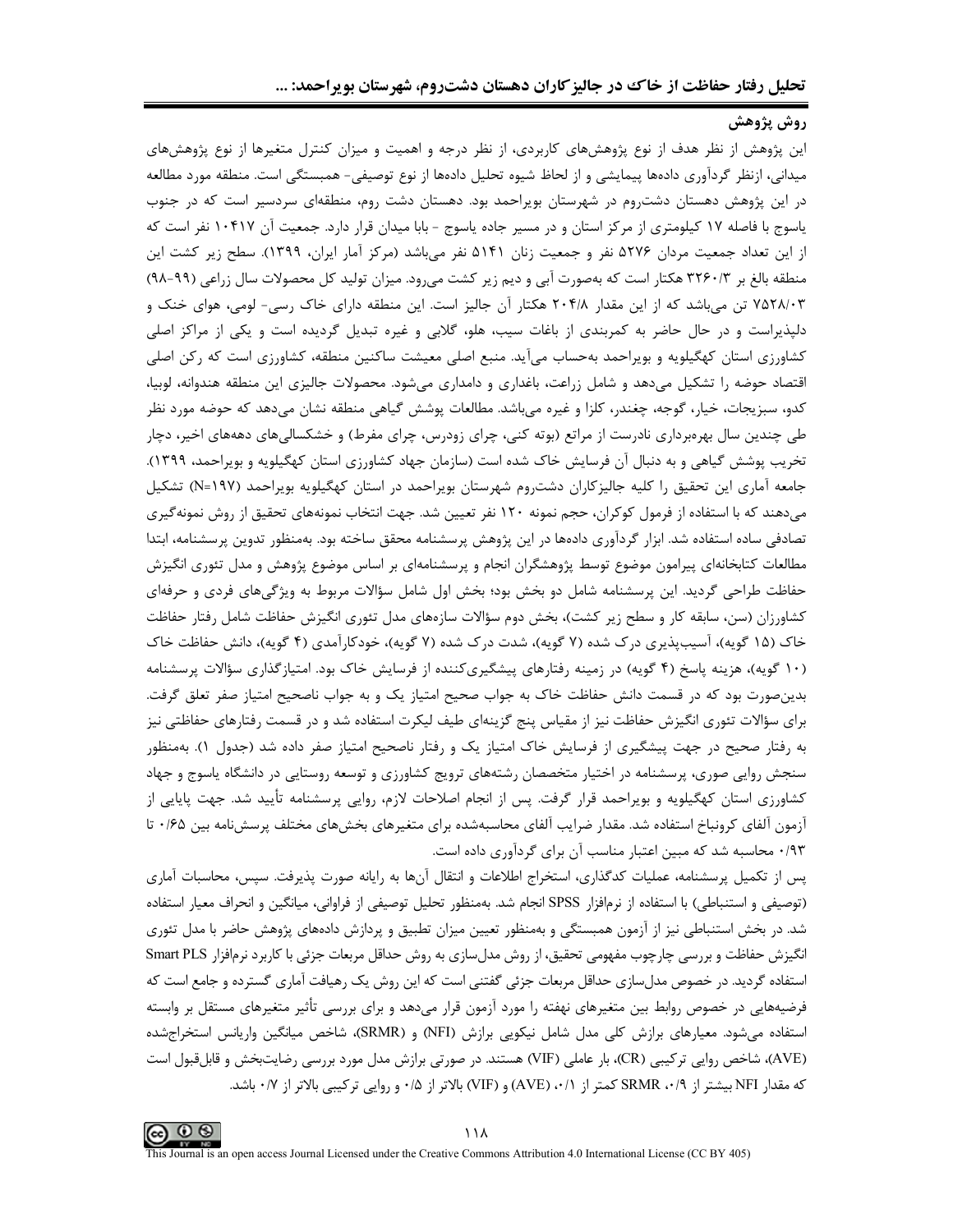## روش پژوهش

این پژوهش از نظر هدف از نوع پژوهش‌های کاربردی، از نظر درجه و اهمیت و میزان کنترل متغیرها از نوع پژوهش‌های میدانی، ازنظر گردآوری داده‌ها پیمایشی و از لحاظ شیوه تحلیل داده‌ها از نوع توصیفی- همبستگی است. منطقه مورد مطالعه در این پژوهش دهستان دشت‌روم در شهرستان بویراحمد بود. دهستان دشت روم، منطقه‌ای سردسیر است که در جنوب یاسوج با فاصله ۱۷ کیلومتری از مرکز استان و در مسیر جاده یاسوج - بابا میدان قرار دارد. جمعیت آن ۱۰۴۱۷ نفر است که از این تعداد جمعیت مردان ۵۲۷۶ نفر و جمعیت زنان ۵۱۴۱ نفر می‌باشد (مرکز آمار ایران، ۱۳۹۹). سطح زیر کشت این منطقه بالغ بر ۳۲۶۰/۳ هکتار است که به‌صورت آبی و دیم زیر کشت می‌رود. میزان تولید کل محصولات سال زراعی (۹۹-۹۸) ۷۵۲۸/۰۳ تن می‌باشد که از این مقدار ۲۰۴/۸ هکتار آن جالیز است. این منطقه دارای خاک رسی- لومی، هوای خنک و دلپذیراست و در حال حاضر به کمربندی از باغات سیب، هلو، گلابی و غیره تبدیل گردیده است و یکی از مراکز اصلی کشاورزی استان کهگیلویه و بویراحمد به‌حساب می‌آید. منبع اصلی معیشت ساکنین منطقه، کشاورزی است که رکن اصلی اقتصاد حوضه را تشکیل می‌دهد و شامل زراعت، باغداری و دامداری می‌شود. محصولات جالیزی این منطقه هندوانه، لوبیا، کدو، سبزیجات، خیار، گوجه، چغندر، کلزا و غیره می‌باشد. مطالعات پوشش گیاهی منطقه نشان می‌دهد که حوضه مورد نظر طی چندین سال بهره‌برداری نادرست از مراتع (بوته کنی، چرای زودرس، چرای مفرط) و خشکسالی‌های دهه‌های اخیر، دچار تخریب پوشش گیاهی و به دنبال آن فرسایش خاک شده است (سازمان جهاد کشاورزی استان کهگیلویه و بویراحمد، ۱۳۹۹).

جامعه آماری این تحقیق را کلیه جالیزکاران دشت‌روم شهرستان بویراحمد در استان کهگیلویه بویراحمد (N=۱۹۷) تشکیل می‌دهند که با استفاده از فرمول کوکران، حجم نمونه ۱۲۰ نفر تعیین شد. جهت انتخاب نمونه‌های تحقیق از روش نمونه‌گیری تصادفی ساده استفاده شد. ابزار گردآوری داده‌ها در این پژوهش پرسشنامه محقق ساخته بود. به‌منظور تدوین پرسشنامه، ابتدا مطالعات کتابخانه‌ای پیرامون موضوع توسط پژوهشگران انجام و پرسشنامه‌ای بر اساس موضوع پژوهش و مدل تئوری انگیزش حفاظت طراحی گردید. این پرسشنامه شامل دو بخش بود؛ بخش اول شامل سؤالات مربوط به ویژگی‌های فردی و حرفه‌ای کشاورزان (سن، سابقه کار و سطح زیر کشت)، بخش دوم سؤالات سازه‌های مدل تئوری انگیزش حفاظت شامل رفتار حفاظت خاک (۱۵ گویه)، آسیب‌پذیری درک شده (۷ گویه)، شدت درک شده (۷ گویه)، خودکارآمدی (۴ گویه)، دانش حفاظت خاک (۱۰ گویه)، هزینه پاسخ (۴ گویه) در زمینه رفتارهای پیشگیری‌کننده از فرسایش خاک بود. امتیازگذاری سؤالات پرسشنامه بدین‌صورت بود که در قسمت دانش حفاظت خاک به جواب صحیح امتیاز یک و به جواب ناصحیح امتیاز صفر تعلق گرفت. برای سؤالات تئوری انگیزش حفاظت نیز از مقیاس پنج گزینه‌ای طیف لیکرت استفاده شد و در قسمت رفتارهای حفاظتی نیز به رفتار صحیح در جهت پیشگیری از فرسایش خاک امتیاز یک و رفتار ناصحیح امتیاز صفر داده شد (جدول ۱). به‌منظور سنجش روایی صوری، پرسشنامه در اختیار متخصصان رشته‌های ترویج کشاورزی و توسعه روستایی در دانشگاه یاسوج و جهاد کشاورزی استان کهگیلویه و بویراحمد قرار گرفت. پس از انجام اصلاحات لازم، روایی پرسشنامه تأیید شد. جهت پایایی از آزمون آلفای کرونباخ استفاده شد. مقدار ضرایب آلفای محاسبه‌شده برای متغیرهای بخش‌های مختلف پرسش‌نامه بین ۰/۶۵ تا ۰/۹۳ محاسبه شد که مبین اعتبار مناسب آن برای گردآوری داده است.

پس از تکمیل پرسشنامه، عملیات کدگذاری، استخراج اطلاعات و انتقال آن‌ها به رایانه صورت پذیرفت. سپس، محاسبات آماری (توصیفی و استنباطی) با استفاده از نرم‌افزار SPSS انجام شد. به‌منظور تحلیل توصیفی از فراوانی، میانگین و انحراف معیار استفاده شد. در بخش استنباطی نیز از آزمون همبستگی و به‌منظور تعیین میزان تطبیق و پردازش داده‌های پژوهش حاضر با مدل تئوری انگیزش حفاظت و بررسی چارچوب مفهومی تحقیق، از روش مدل‌سازی به روش حداقل مربعات جزئی با کاربرد نرم‌افزار Smart PLS استفاده گردید. در خصوص مدل‌سازی حداقل مربعات جزئی گفتنی است که این روش یک رهیافت آماری گسترده و جامع است که فرضیه‌هایی در خصوص روابط بین متغیرهای نهفته را مورد آزمون قرار می‌دهد و برای بررسی تأثیر متغیرهای مستقل بر وابسته استفاده می‌شود. معیارهای برازش کلی مدل شامل نیکویی برازش (NFI) و (SRMR)، شاخص میانگین واریانس استخراج‌شده (AVE)، شاخص روایی ترکیبی (CR)، بار عاملی (VIF) هستند. در صورتی برازش مدل مورد بررسی رضایت‌بخش و قابل‌قبول است که مقدار NFI بیشتر از ۰/۹، SRMR کمتر از ۰/۱، (AVE) و (VIF) بالاتر از ۰/۵ و روایی ترکیبی بالاتر از ۰/۷ باشد.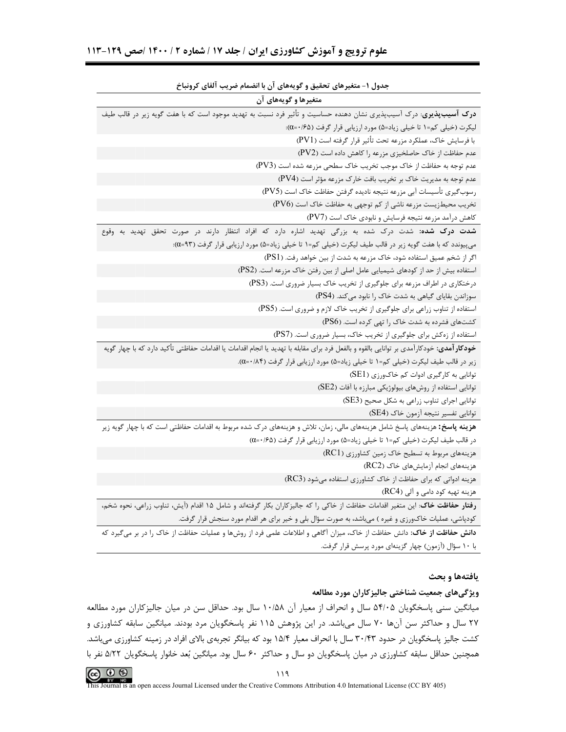جدول ۱- متغیرهای تحقیق و گویه‌های آن با انضمام ضریب آلفای کرونباخ

| متغیرها و گویه‌های آن |
| --- |
| **درک آسیب‌پذیری**: درک آسیب‌پذیری نشان دهنده حساسیت و تأثیر فرد نسبت به تهدید موجود است که با هفت گویه زیر در قالب طیف لیکرت (خیلی کم=۱ تا خیلی زیاد=۵) مورد ارزیابی قرار گرفت (α=۰/۶۵): |
| با فرسایش خاک، عملکرد مزرعه تحت تأثیر قرار گرفته است (PV1) |
| عدم حفاظت از خاک حاصلخیزی مزرعه را کاهش داده است (PV2) |
| عدم توجه به حفاظت از خاک موجب تخریب خاک سطحی مزرعه شده است (PV3) |
| عدم توجه به مدیریت خاک بر تخریب بافت خارک مزرعه مؤثر است (PV4) |
| رسوب‌گیری تأسیسات آبی مزرعه نتیجه نادیده گرفتن حفاظت خاک است (PV5) |
| تخریب محیط‌زیست مزرعه ناشی از کم توجهی به حفاظت خاک است (PV6) |
| کاهش درآمد مزرعه نتیجه فرسایش و نابودی خاک است (PV7) |
| **شدت درک شده**: شدت درک شده به بزرگی تهدید اشاره دارد که افراد انتظار دارند در صورت تحقق تهدید به وقوع می‌پیوندد که با هفت گویه زیر در قالب طیف لیکرت (خیلی کم=۱ تا خیلی زیاد=۵) مورد ارزیابی قرار گرفت (α=۹۳): |
| اگر از شخم عمیق استفاده شود، خاک مزرعه به شدت از بین خواهد رفت. (PS1) |
| استفاده بیش از حد از کودهای شیمیایی عامل اصلی از بین رفتن خاک مزرعه است. (PS2) |
| درختکاری در اطراف مزرعه برای جلوگیری از تخریب خاک بسیار ضروری است. (PS3) |
| سوزاندن بقایای گیاهی به شدت خاک را نابود می‌کند. (PS4) |
| استفاده از تناوب زراعی برای جلوگیری از تخریب خاک لازم و ضروری است. (PS5) |
| کشت‌های فشرده به شدت خاک را تهی کرده است. (PS6) |
| استفاده از زه‌کش برای جلوگیری از تخریب خاک، بسیار ضروری است. (PS7) |
| **خودکارآمدی**: خودکارآمدی بر توانایی بالقوه و بالفعل فرد برای مقابله با تهدید یا انجام اقدامات یا اقدامات حفاظتی تأکید دارد که با چهار گویه زیر در قالب طیف لیکرت (خیلی کم=۱ تا خیلی زیاد=۵) مورد ارزیابی قرار گرفت (α=۰/۸۴). |
| توانایی به کارگیری ادوات کم خاک‌ورزی (SE1) |
| توانایی استفاده از روش‌های بیولوژیکی مبارزه با آفات (SE2) |
| توانایی اجرای تناوب زراعی به شکل صحیح (SE3) |
| توانایی تفسیر نتیجه آزمون خاک (SE4) |
| **هزینه پاسخ**: هزینه‌های پاسخ شامل هزینه‌های مالی، زمان، تلاش و هزینه‌های درک شده مربوط به اقدامات حفاظتی است که با چهار گویه زیر در قالب طیف لیکرت (خیلی کم=۱ تا خیلی زیاد=۵) مورد ارزیابی قرار گرفت (α=۰/۶۵) |
| هزینه‌های مربوط به تسطیح خاک زمین کشاورزی (RC1) |
| هزینه‌های انجام آزمایش‌های خاک (RC2) |
| هزینه ادواتی که برای حفاظت از خاک کشاورزی استفاده می‌شود (RC3) |
| هزینه تهیه کود دامی و آلی (RC4) |
| **رفتار حفاظت خاک**: این متغیر اقدامات حفاظت از خاکی را که جالیزکاران بکار گرفته‌اند و شامل ۱۵ اقدام (آیش، تناوب زراعی، نحوه شخم، کودپاشی، عملیات خاک‌ورزی و غیره ) می‌باشد، به صورت سؤال بلی و خیر برای هر اقدام مورد سنجش قرار گرفت. |
| **دانش حفاظت از خاک**: دانش حفاظت از خاک، میزان آگاهی و اطلاعات علمی فرد از روش‌ها و عملیات حفاظت از خاک را در بر می‌گیرد که با ۱۰ سؤال (آزمون) چهار گزینه‌ای مورد پرسش قرار گرفت. |

## یافته‌ها و بحث

### ویژگی‌های جمعیت شناختی جالیزکاران مورد مطالعه

میانگین سنی پاسخگویان ۵۴/۰۵ سال و انحراف از معیار آن ۱۰/۵۸ سال بود. حداقل سن در میان جالیزکاران مورد مطالعه ۲۷ سال و حداکثر سن آن‌ها ۷۰ سال می‌باشد. در این پژوهش ۱۱۵ نفر پاسخگویان مرد بودند. میانگین سابقه کشاورزی و کشت جالیز پاسخگویان در حدود ۳۰/۴۳ سال با انحراف معیار ۱۵/۴ بود که بیانگر تجربه‌ی بالای افراد در زمینه کشاورزی می‌باشد. همچنین حداقل سابقه کشاورزی در میان پاسخگویان دو سال و حداکثر ۶۰ سال بود. میانگین بُعد خانوار پاسخگویان ۵/۲۲ نفر با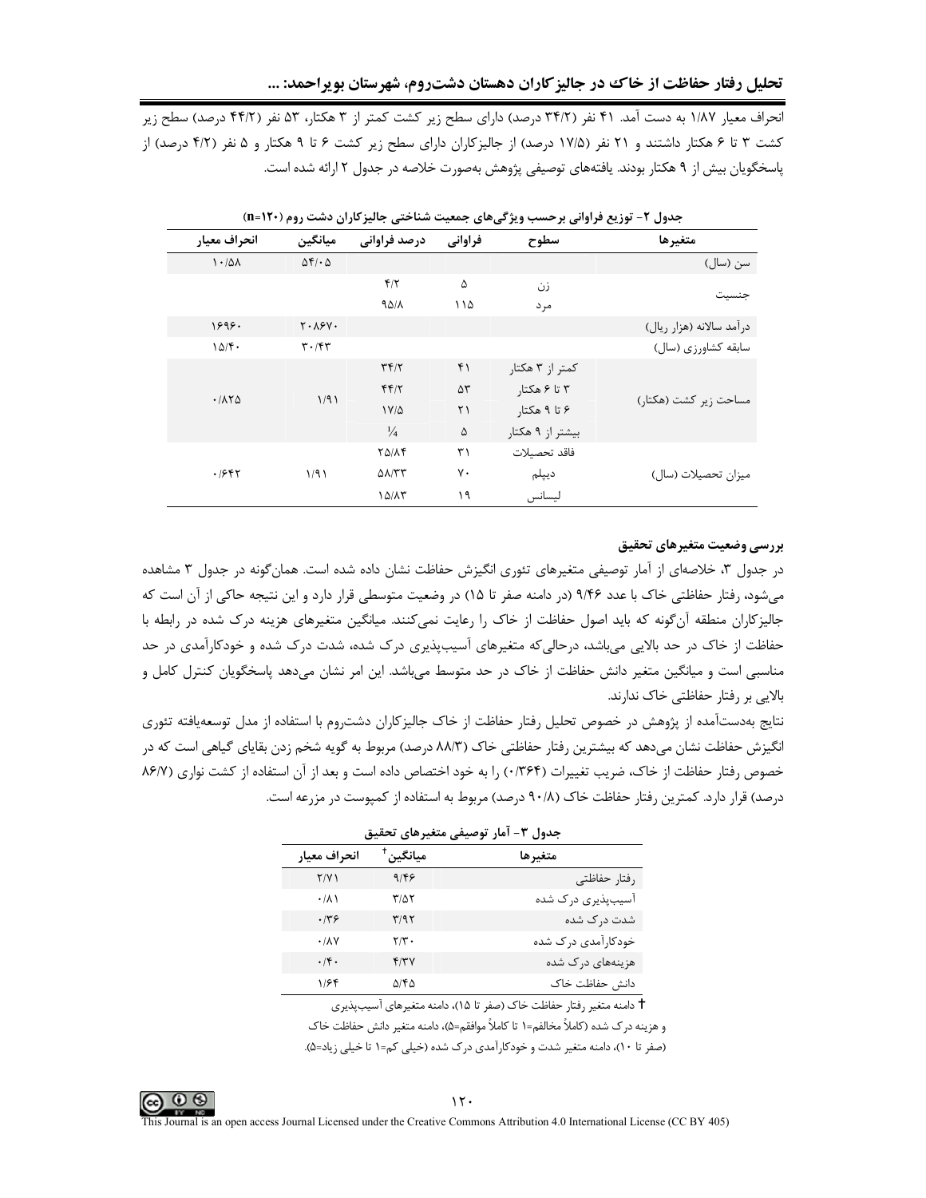انحراف معیار ۱/۸۷ به دست آمد. ۴۱ نفر (۳۴/۲ درصد) دارای سطح زیر کشت کمتر از ۳ هکتار، ۵۳ نفر (۴۴/۲ درصد) سطح زیر کشت ۳ تا ۶ هکتار داشتند و ۲۱ نفر (۱۷/۵ درصد) از جالیزکاران دارای سطح زیر کشت ۶ تا ۹ هکتار و ۵ نفر (۴/۲ درصد) از پاسخگویان بیش از ۹ هکتار بودند. یافته‌های توصیفی پژوهش به‌صورت خلاصه در جدول ۲ ارائه شده است.

جدول ۲- توزیع فراوانی برحسب ویژگی‌های جمعیت شناختی جالیزکاران دشت روم (n=۱۲۰)

| متغیرها | سطوح | فراوانی | درصد فراوانی | میانگین | انحراف معیار |
|---|---|---|---|---|---|
| سن (سال) | | | | ۵۴/۰۵ | ۱۰/۵۸ |
| جنسیت | زن | ۵ | ۴/۲ | | |
| | مرد | ۱۱۵ | ۹۵/۸ | | |
| درآمد سالانه (هزار ریال) | | | | ۲۰۸۶۷۰ | ۱۶۹۶۰ |
| سابقه کشاورزی (سال) | | | | ۳۰/۴۳ | ۱۵/۴۰ |
| مساحت زیر کشت (هکتار) | کمتر از ۳ هکتار | ۴۱ | ۳۴/۲ | ۱/۹۱ | ۰/۸۲۵ |
| | ۳ تا ۶ هکتار | ۵۳ | ۴۴/۲ | | |
| | ۶ تا ۹ هکتار | ۲۱ | ۱۷/۵ | | |
| | بیشتر از ۹ هکتار | ۵ | ¼ | | |
| میزان تحصیلات (سال) | فاقد تحصیلات | ۳۱ | ۲۵/۸۴ | ۱/۹۱ | ۰/۶۴۲ |
| | دیپلم | ۷۰ | ۵۸/۳۳ | | |
| | لیسانس | ۱۹ | ۱۵/۸۳ | | |

### بررسی وضعیت متغیرهای تحقیق

در جدول ۳، خلاصه‌ای از آمار توصیفی متغیرهای تئوری انگیزش حفاظت نشان داده شده است. همان‌گونه در جدول ۳ مشاهده می‌شود، رفتار حفاظتی خاک با عدد ۹/۴۶ (در دامنه صفر تا ۱۵) در وضعیت متوسطی قرار دارد و این نتیجه حاکی از آن است که جالیزکاران منطقه آن‌گونه که باید اصول حفاظت از خاک را رعایت نمی‌کنند. میانگین متغیرهای هزینه درک شده در رابطه با حفاظت از خاک در حد بالایی می‌باشد، درحالی‌که متغیرهای آسیب‌پذیری درک شده، شدت درک شده و خودکارآمدی در حد مناسبی است و میانگین متغیر دانش حفاظت از خاک در حد متوسط می‌باشد. این امر نشان می‌دهد پاسخگویان کنترل کامل و بالایی بر رفتار حفاظتی خاک ندارند.

نتایج به‌دست‌آمده از پژوهش در خصوص تحلیل رفتار حفاظت از خاک جالیزکاران دشت‌روم با استفاده از مدل توسعه‌یافته تئوری انگیزش حفاظت نشان می‌دهد که بیشترین رفتار حفاظتی خاک (۸۸/۳ درصد) مربوط به گویه شخم زدن بقایای گیاهی است که در خصوص رفتار حفاظت از خاک، ضریب تغییرات (۰/۳۶۴) را به خود اختصاص داده است و بعد از آن استفاده از کشت نواری (۸۶/۷ درصد) قرار دارد. کمترین رفتار حفاظت خاک (۹۰/۸ درصد) مربوط به استفاده از کمپوست در مزرعه است.

جدول ۳- آمار توصیفی متغیرهای تحقیق

| متغیرها | میانگین[†] | انحراف معیار |
|---|---|---|
| رفتار حفاظتی | ۹/۴۶ | ۲/۷۱ |
| آسیب‌پذیری درک شده | ۳/۵۲ | ۰/۸۱ |
| شدت درک شده | ۳/۹۲ | ۰/۳۶ |
| خودکارآمدی درک شده | ۲/۳۰ | ۰/۸۷ |
| هزینه‌های درک شده | ۴/۳۷ | ۰/۴۰ |
| دانش حفاظت خاک | ۵/۴۵ | ۱/۶۴ |

† دامنه متغیر رفتار حفاظت خاک (صفر تا ۱۵)، دامنه متغیرهای آسیب‌پذیری و هزینه درک شده (کاملاً مخالفم=۱ تا کاملاً موافقم=۵)، دامنه متغیر دانش حفاظت خاک (صفر تا ۱۰)، دامنه متغیر شدت و خودکارآمدی درک شده (خیلی کم=۱ تا خیلی زیاد=۵).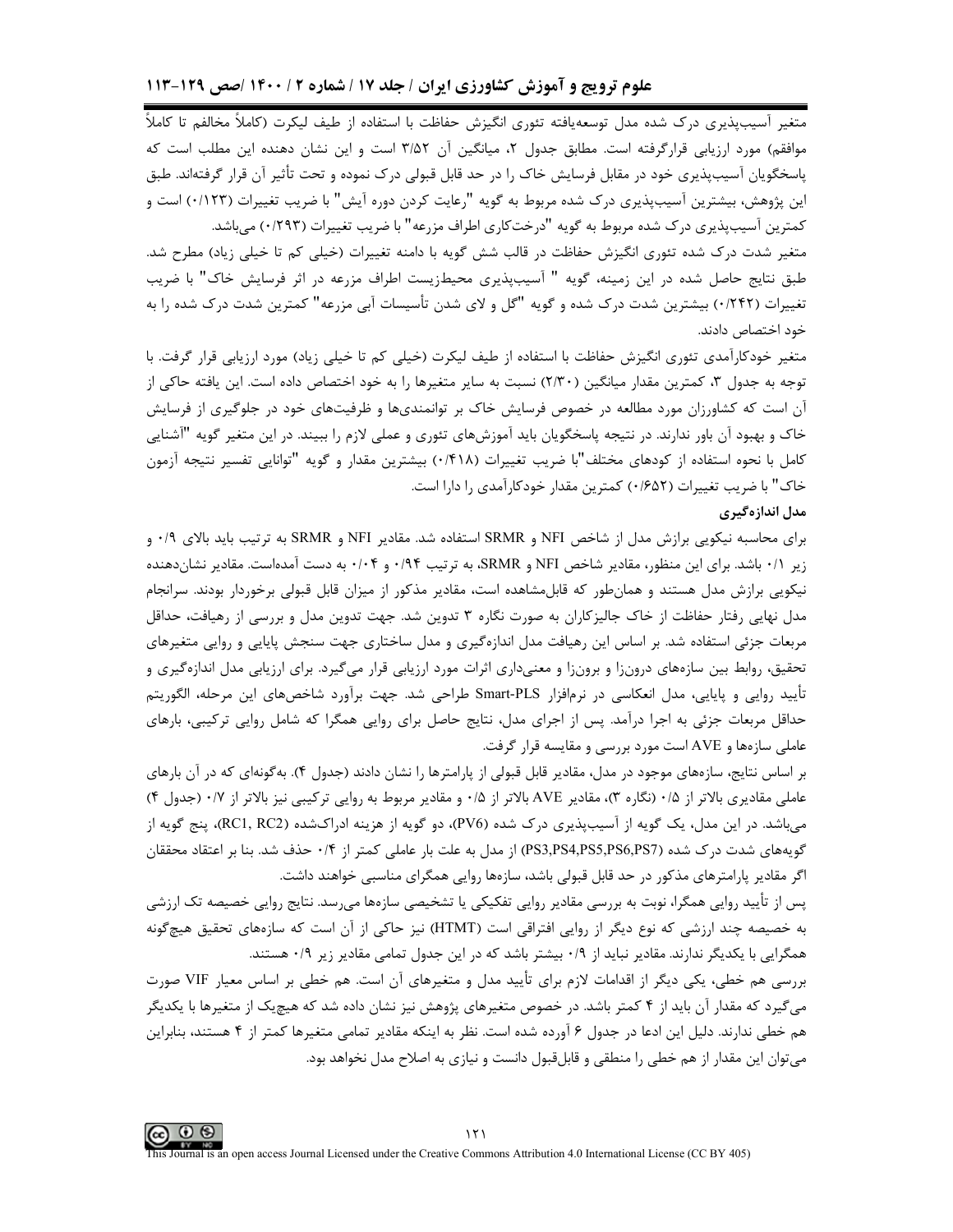متغیر آسیب‌پذیری درک شده مدل توسعه‌یافته تئوری انگیزش حفاظت با استفاده از طیف لیکرت (کاملاً مخالفم تا کاملاً موافقم) مورد ارزیابی قرارگرفته است. مطابق جدول ۲، میانگین آن ۳/۵۲ است و این نشان دهنده این مطلب است که پاسخگویان آسیب‌پذیری خود در مقابل فرسایش خاک را در حد قابل قبولی درک نموده و تحت تأثیر آن قرار گرفته‌اند. طبق این پژوهش، بیشترین آسیب‌پذیری درک شده مربوط به گویه "رعایت کردن دوره آیش" با ضریب تغییرات (۰/۱۲۳) است و کمترین آسیب‌پذیری درک شده مربوط به گویه "درخت‌کاری اطراف مزرعه" با ضریب تغییرات (۰/۲۹۳) می‌باشد.

متغیر شدت درک شده تئوری انگیزش حفاظت در قالب شش گویه با دامنه تغییرات (خیلی کم تا خیلی زیاد) مطرح شد. طبق نتایج حاصل شده در این زمینه، گویه " آسیب‌پذیری محیط‌زیست اطراف مزرعه در اثر فرسایش خاک" با ضریب تغییرات (۰/۲۴۲) بیشترین شدت درک شده و گویه "گل و لای شدن تأسیسات آبی مزرعه" کمترین شدت درک شده را به خود اختصاص دادند.

متغیر خودکارآمدی تئوری انگیزش حفاظت با استفاده از طیف لیکرت (خیلی کم تا خیلی زیاد) مورد ارزیابی قرار گرفت. با توجه به جدول ۳، کمترین مقدار میانگین (۲/۳۰) نسبت به سایر متغیرها را به خود اختصاص داده است. این یافته حاکی از آن است که کشاورزان مورد مطالعه در خصوص فرسایش خاک بر توانمندی‌ها و ظرفیت‌های خود در جلوگیری از فرسایش خاک و بهبود آن باور ندارند. در نتیجه پاسخگویان باید آموزش‌های تئوری و عملی لازم را ببینند. در این متغیر گویه "آشنایی کامل با نحوه استفاده از کودهای مختلف"با ضریب تغییرات (۰/۴۱۸) بیشترین مقدار و گویه "توانایی تفسیر نتیجه آزمون خاک" با ضریب تغییرات (۰/۶۵۲) کمترین مقدار خودکارآمدی را دارا است.

### مدل اندازه‌گیری

برای محاسبه نیکویی برازش مدل از شاخص NFI و SRMR استفاده شد. مقادیر NFI و SRMR به ترتیب باید بالای ۰/۹ و زیر ۰/۱ باشد. برای این منظور، مقادیر شاخص NFI و SRMR، به ترتیب ۰/۹۴ و ۰/۰۴ به دست آمده‌است. مقادیر نشان‌دهنده نیکویی برازش مدل هستند و همان‌طور که قابل‌مشاهده است، مقادیر مذکور از میزان قابل قبولی برخوردار بودند. سرانجام مدل نهایی رفتار حفاظت از خاک جالیزکاران به صورت نگاره ۳ تدوین شد. جهت تدوین مدل و بررسی از رهیافت، حداقل مربعات جزئی استفاده شد. بر اساس این رهیافت مدل اندازه‌گیری و مدل ساختاری جهت سنجش پایایی و روایی متغیرهای تحقیق، روابط بین سازه‌های درون‌زا و برون‌زا و معنی‌داری اثرات مورد ارزیابی قرار می‌گیرد. برای ارزیابی مدل اندازه‌گیری و تأیید روایی و پایایی، مدل انعکاسی در نرم‌افزار Smart-PLS طراحی شد. جهت برآورد شاخص‌های این مرحله، الگوریتم حداقل مربعات جزئی به اجرا درآمد. پس از اجرای مدل، نتایج حاصل برای روایی همگرا که شامل روایی ترکیبی، بارهای عاملی سازه‌ها و AVE است مورد بررسی و مقایسه قرار گرفت.

بر اساس نتایج، سازه‌های موجود در مدل، مقادیر قابل قبولی از پارامترها را نشان دادند (جدول ۴). به‌گونه‌ای که در آن بارهای عاملی مقادیری بالاتر از ۰/۵ (نگاره ۳)، مقادیر AVE بالاتر از ۰/۵ و مقادیر مربوط به روایی ترکیبی نیز بالاتر از ۰/۷ (جدول ۴) می‌باشد. در این مدل، یک گویه از آسیب‌پذیری درک شده (PV6)، دو گویه از هزینه ادراک‌شده (RC1, RC2)، پنج گویه از گویه‌های شدت درک شده (PS3,PS4,PS5,PS6,PS7) از مدل به علت بار عاملی کمتر از ۰/۴ حذف شد. بنا بر اعتقاد محققان اگر مقادیر پارامترهای مذکور در حد قابل قبولی باشد، سازه‌ها روایی همگرای مناسبی خواهند داشت.

پس از تأیید روایی همگرا، نوبت به بررسی مقادیر روایی تفکیکی یا تشخیصی سازه‌ها می‌رسد. نتایج روایی خصیصه تک ارزشی به خصیصه چند ارزشی که نوع دیگر از روایی افتراقی است (HTMT) نیز حاکی از آن است که سازه‌های تحقیق هیچ‌گونه همگرایی با یکدیگر ندارند. مقادیر نباید از ۰/۹ بیشتر باشد که در این جدول تمامی مقادیر زیر ۰/۹ هستند.

بررسی هم خطی، یکی دیگر از اقدامات لازم برای تأیید مدل و متغیرهای آن است. هم خطی بر اساس معیار VIF صورت می‌گیرد که مقدار آن باید از ۴ کمتر باشد. در خصوص متغیرهای پژوهش نیز نشان داده شد که هیچ‌یک از متغیرها با یکدیگر هم خطی ندارند. دلیل این ادعا در جدول ۶ آورده شده است. نظر به اینکه مقادیر تمامی متغیرها کمتر از ۴ هستند، بنابراین می‌توان این مقدار از هم خطی را منطقی و قابل‌قبول دانست و نیازی به اصلاح مدل نخواهد بود.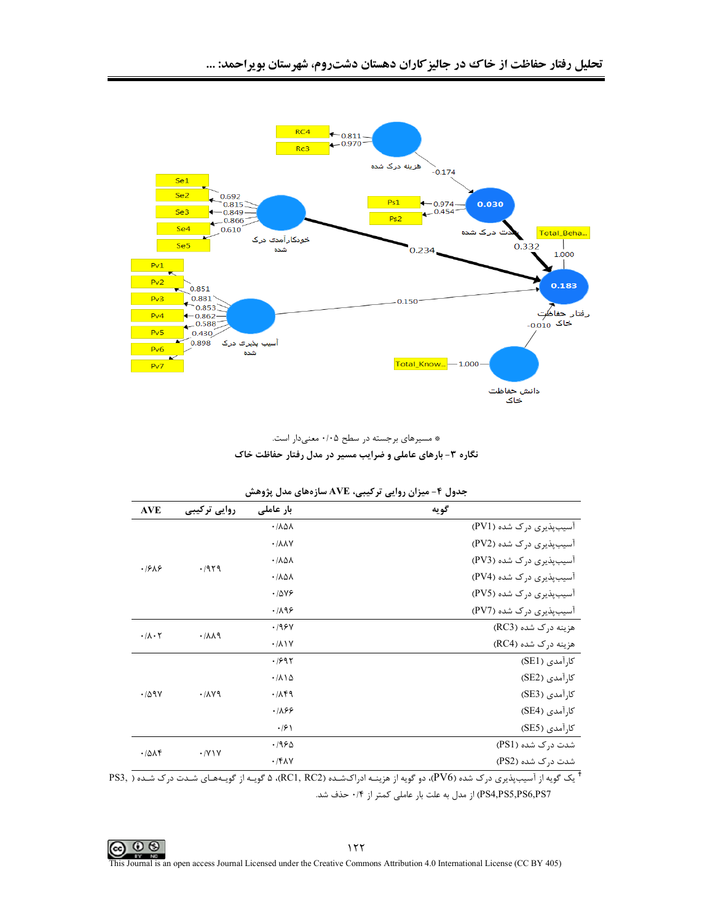* مسیرهای برجسته در سطح ۰/۰۵ معنی‌دار است.

**نگاره ۳- بارهای عاملی و ضرایب مسیر در مدل رفتار حفاظت خاک**

**جدول ۴- میزان روایی ترکیبی، AVE سازه‌های مدل پژوهش**

| گویه | بار عاملی | روایی ترکیبی | AVE |
|---|---|---|---|
| آسیب‌پذیری درک شده (PV1) | ۰/۸۵۸ | ۰/۹۲۹ | ۰/۶۸۶ |
| آسیب‌پذیری درک شده (PV2) | ۰/۸۸۷ | | |
| آسیب‌پذیری درک شده (PV3) | ۰/۸۵۸ | | |
| آسیب‌پذیری درک شده (PV4) | ۰/۸۵۸ | | |
| آسیب‌پذیری درک شده (PV5) | ۰/۵۷۶ | | |
| آسیب‌پذیری درک شده (PV7) | ۰/۸۹۶ | | |
| هزینه درک شده (RC3) | ۰/۹۶۷ | ۰/۸۸۹ | ۰/۸۰۲ |
| هزینه درک شده (RC4) | ۰/۸۱۷ | | |
| کارآمدی (SE1) | ۰/۶۹۲ | ۰/۸۷۹ | ۰/۵۹۷ |
| کارآمدی (SE2) | ۰/۸۱۵ | | |
| کارآمدی (SE3) | ۰/۸۴۹ | | |
| کارآمدی (SE4) | ۰/۸۶۶ | | |
| کارآمدی (SE5) | ۰/۶۱ | | |
| شدت درک شده (PS1) | ۰/۹۶۵ | ۰/۷۱۷ | ۰/۵۸۴ |
| شدت درک شده (PS2) | ۰/۴۸۷ | | |

[†] یک گویه از آسیب‌پذیری درک شده (PV6)، دو گویه از هزینه ادراک‌شده (RC1, RC2)، ۵ گویه از گویه‌های شدت درک شده ( PS3, PS4,PS5,PS6,PS7) از مدل به علت بار عاملی کمتر از ۰/۴ حذف شد.

This Journal is an open access Journal Licensed under the Creative Commons Attribution 4.0 International License (CC BY 405)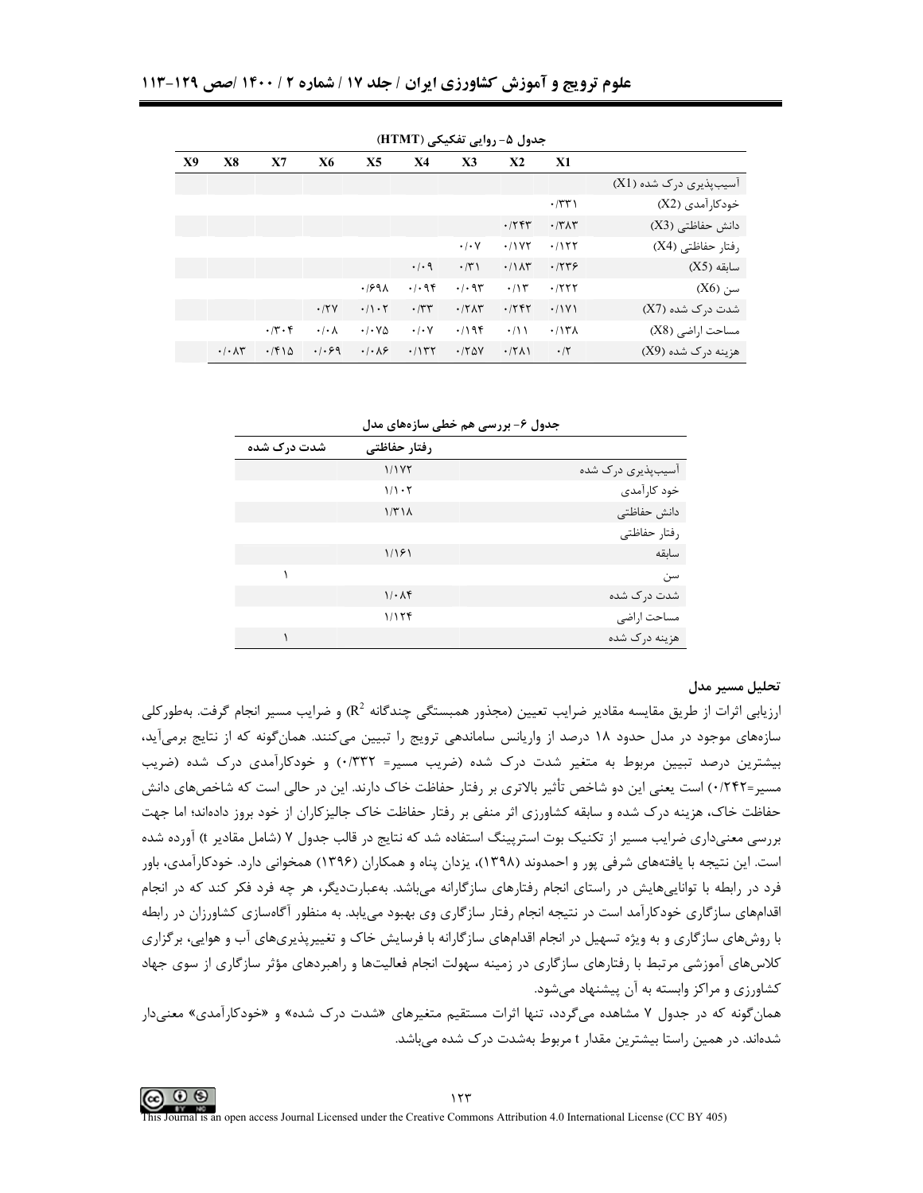جدول ۵- روایی تفکیکی (HTMT)

| | X1 | X2 | X3 | X4 | X5 | X6 | X7 | X8 | X9 |
|---|---|---|---|---|---|---|---|---|---|
| آسیب‌پذیری درک شده (X1) | | | | | | | | | |
| خودکارآمدی (X2) | ۰/۳۳۱ | | | | | | | | |
| دانش حفاظتی (X3) | ۰/۳۸۳ | ۰/۲۴۳ | | | | | | | |
| رفتار حفاظتی (X4) | ۰/۱۲۲ | ۰/۱۷۲ | ۰/۰۷ | | | | | | |
| سابقه (X5) | ۰/۲۳۶ | ۰/۱۸۳ | ۰/۳۱ | ۰/۰۹ | | | | | |
| سن (X6) | ۰/۲۲۲ | ۰/۱۳ | ۰/۰۹۳ | ۰/۰۹۴ | ۰/۶۹۸ | | | | |
| شدت درک شده (X7) | ۰/۱۷۱ | ۰/۲۴۲ | ۰/۲۸۳ | ۰/۳۳ | ۰/۱۰۲ | ۰/۲۷ | | | |
| مساحت اراضی (X8) | ۰/۱۳۸ | ۰/۱۱ | ۰/۱۹۴ | ۰/۰۷ | ۰/۰۷۵ | ۰/۰۰۸ | ۰/۳۰۴ | | |
| هزینه درک شده (X9) | ۰/۲ | ۰/۲۸۱ | ۰/۲۵۷ | ۰/۱۳۲ | ۰/۰۸۶ | ۰/۰۶۹ | ۰/۴۱۵ | ۰/۰۸۳ | |

جدول ۶- بررسی هم خطی سازه‌های مدل

| | رفتار حفاظتی | شدت درک شده |
|---|---|---|
| آسیب‌پذیری درک شده | ۱/۱۷۲ | |
| خود کارآمدی | ۱/۱۰۲ | |
| دانش حفاظتی | ۱/۳۱۸ | |
| رفتار حفاظتی | | |
| سابقه | ۱/۱۶۱ | |
| سن | | ۱ |
| شدت درک شده | ۱/۰۸۴ | |
| مساحت اراضی | ۱/۱۲۴ | |
| هزینه درک شده | | ۱ |

### تحلیل مسیر مدل

ارزیابی اثرات از طریق مقایسه مقادیر ضرایب تعیین (مجذور همبستگی چندگانه $R^2$) و ضرایب مسیر انجام گرفت. به‌طورکلی سازه‌های موجود در مدل حدود ۱۸ درصد از واریانس ساماندهی ترویج را تبیین می‌کنند. همان‌گونه که از نتایج برمی‌آید، بیشترین درصد تبیین مربوط به متغیر شدت درک شده (ضریب مسیر= ۰/۳۳۲) و خودکارآمدی درک شده (ضریب مسیر=۰/۲۴۲) است یعنی این دو شاخص تأثیر بالاتری بر رفتار حفاظت خاک دارند. این در حالی است که شاخص‌های دانش حفاظت خاک، هزینه درک شده و سابقه کشاورزی اثر منفی بر رفتار حفاظت خاک جالیزکاران از خود بروز داده‌اند؛ اما جهت بررسی معنی‌داری ضرایب مسیر از تکنیک بوت استرپینگ استفاده شد که نتایج در قالب جدول ۷ (شامل مقادیر t) آورده شده است. این نتیجه با یافته‌های شرفی پور و احمدوند (۱۳۹۸)، یزدان پناه و همکاران (۱۳۹۶) همخوانی دارد. خودکارآمدی، باور فرد در رابطه با توانایی‌هایش در راستای انجام رفتارهای سازگارانه می‌باشد. به‌عبارت‌دیگر، هر چه فرد فکر کند که در انجام اقدام‌های سازگاری خودکارآمد است در نتیجه انجام رفتار سازگاری وی بهبود می‌یابد. به منظور آگاه‌سازی کشاورزان در رابطه با روش‌های سازگاری و به ویژه تسهیل در انجام اقدام‌های سازگارانه با فرسایش خاک و تغییرپذیری‌های آب و هوایی، برگزاری کلاس‌های آموزشی مرتبط با رفتارهای سازگاری در زمینه سهولت انجام فعالیت‌ها و راهبردهای مؤثر سازگاری از سوی جهاد کشاورزی و مراکز وابسته به آن پیشنهاد می‌شود.

همان‌گونه که در جدول ۷ مشاهده می‌گردد، تنها اثرات مستقیم متغیرهای «شدت درک شده» و «خودکارآمدی» معنی‌دار شده‌اند. در همین راستا بیشترین مقدار t مربوط به‌شدت درک شده می‌باشد.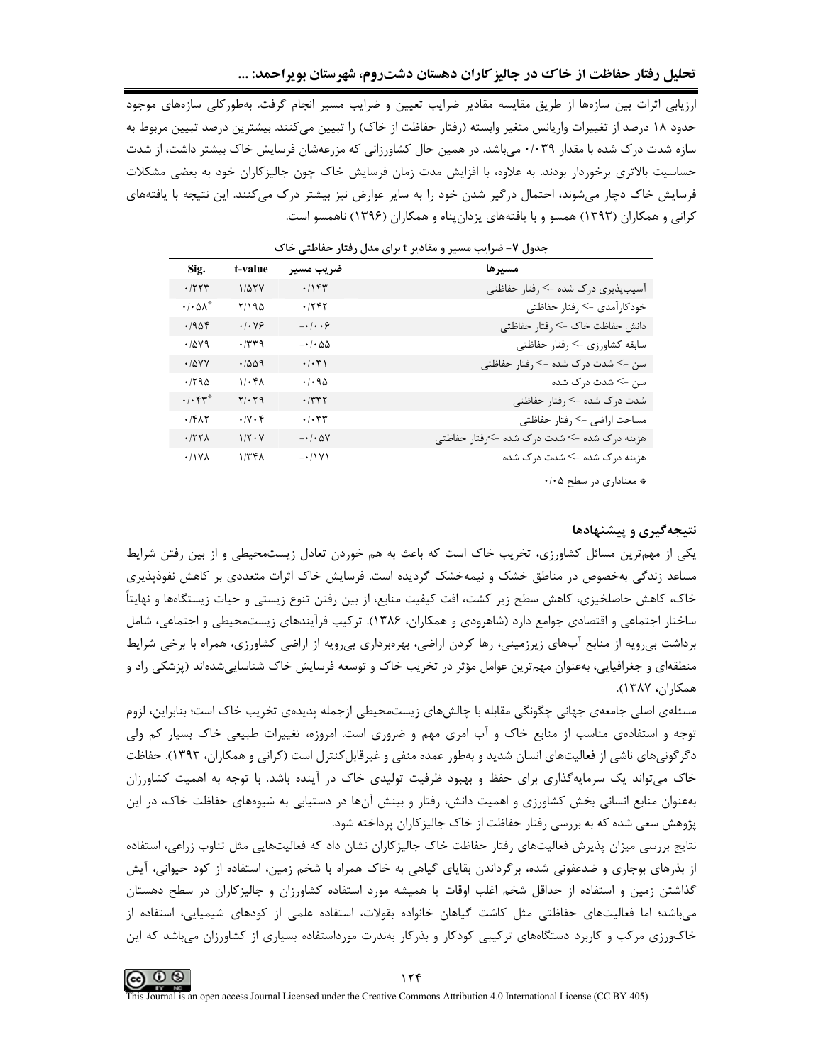ارزیابی اثرات بین سازه‌ها از طریق مقایسه مقادیر ضرایب تعیین و ضرایب مسیر انجام گرفت. به‌طورکلی سازه‌های موجود حدود ۱۸ درصد از تغییرات واریانس متغیر وابسته (رفتار حفاظت از خاک) را تبیین می‌کنند. بیشترین درصد تبیین مربوط به سازه شدت درک شده با مقدار ۰/۰۳۹ می‌باشد. در همین حال کشاورزانی که مزرعه‌شان فرسایش خاک بیشتر داشت، از شدت حساسیت بالاتری برخوردار بودند. به علاوه، با افزایش مدت زمان فرسایش خاک چون جالیزکاران خود به بعضی مشکلات فرسایش خاک دچار می‌شوند، احتمال درگیر شدن خود را به سایر عوارض نیز بیشتر درک می‌کنند. این نتیجه با یافته‌های کرانی و همکاران (۱۳۹۳) همسو و با یافته‌های یزدان‌پناه و همکاران (۱۳۹۶) ناهمسو است.

جدول ۷- ضرایب مسیر و مقادیر t برای مدل رفتار حفاظتی خاک

| مسیرها | ضریب مسیر | t-value | Sig. |
|---|---|---|---|
| آسیب‌پذیری درک شده -> رفتار حفاظتی | ۰/۱۴۳ | ۱/۵۲۷ | ۰/۲۲۳ |
| خودکارآمدی -> رفتار حفاظتی | ۰/۲۴۲ | ۲/۱۹۵ | ۰/۰۵۸* |
| دانش حفاظت خاک -> رفتار حفاظتی | ۰/۰۰۶- | ۰/۰۷۶ | ۰/۹۵۴ |
| سابقه کشاورزی -> رفتار حفاظتی | ۰/۰۵۵- | ۰/۳۳۹ | ۰/۵۷۹ |
| سن -> شدت درک شده -> رفتار حفاظتی | ۰/۰۳۱ | ۰/۵۵۹ | ۰/۵۷۷ |
| سن -> شدت درک شده | ۰/۰۹۵ | ۱/۰۴۸ | ۰/۲۹۵ |
| شدت درک شده -> رفتار حفاظتی | ۰/۳۳۲ | ۲/۰۲۹ | ۰/۰۴۳* |
| مساحت اراضی -> رفتار حفاظتی | ۰/۰۳۳ | ۰/۷۰۴ | ۰/۴۸۲ |
| هزینه درک شده -> شدت درک شده ->رفتار حفاظتی | ۰/۰۵۷- | ۱/۲۰۷ | ۰/۲۲۸ |
| هزینه درک شده -> شدت درک شده | ۰/۱۷۱- | ۱/۳۴۸ | ۰/۱۷۸ |

* معناداری در سطح ۰/۰۵

## نتیجه‌گیری و پیشنهادها

یکی از مهم‌ترین مسائل کشاورزی، تخریب خاک است که باعث به هم خوردن تعادل زیست‌محیطی و از بین رفتن شرایط مساعد زندگی به‌خصوص در مناطق خشک و نیمه‌خشک گردیده است. فرسایش خاک اثرات متعددی بر کاهش نفوذپذیری خاک، کاهش حاصلخیزی، کاهش سطح زیر کشت، افت کیفیت منابع، از بین رفتن تنوع زیستی و حیات زیستگاه‌ها و نهایتاً ساختار اجتماعی و اقتصادی جوامع دارد (شاهرودی و همکاران، ۱۳۸۶). ترکیب فرآیندهای زیست‌محیطی و اجتماعی، شامل برداشت بی‌رویه از منابع آب‌های زیرزمینی، رها کردن اراضی، بهره‌برداری بی‌رویه از اراضی کشاورزی، همراه با برخی شرایط منطقه‌ای و جغرافیایی، به‌عنوان مهم‌ترین عوامل مؤثر در تخریب خاک و توسعه فرسایش خاک شناسایی‌شده‌اند (پزشکی راد و همکاران، ۱۳۸۷).

مسئله‌ی اصلی جامعه‌ی جهانی چگونگی مقابله با چالش‌های زیست‌محیطی ازجمله پدیده‌ی تخریب خاک است؛ بنابراین، لزوم توجه و استفاده‌ی مناسب از منابع خاک و آب امری مهم و ضروری است. امروزه، تغییرات طبیعی خاک بسیار کم ولی دگرگونی‌های ناشی از فعالیت‌های انسان شدید و به‌طور عمده منفی و غیرقابل‌کنترل است (کرانی و همکاران، ۱۳۹۳). حفاظت خاک می‌تواند یک سرمایه‌گذاری برای حفظ و بهبود ظرفیت تولیدی خاک در آینده باشد. با توجه به اهمیت کشاورزان به‌عنوان منابع انسانی بخش کشاورزی و اهمیت دانش، رفتار و بینش آن‌ها در دستیابی به شیوه‌های حفاظت خاک، در این پژوهش سعی شده که به بررسی رفتار حفاظت از خاک جالیزکاران پرداخته شود.

نتایج بررسی میزان پذیرش فعالیت‌های رفتار حفاظت خاک جالیزکاران نشان داد که فعالیت‌هایی مثل تناوب زراعی، استفاده از بذرهای بوجاری و ضدعفونی شده، برگرداندن بقایای گیاهی به خاک همراه با شخم زمین، استفاده از کود حیوانی، آیش گذاشتن زمین و استفاده از حداقل شخم اغلب اوقات یا همیشه مورد استفاده کشاورزان و جالیزکاران در سطح دهستان می‌باشد؛ اما فعالیت‌های حفاظتی مثل کاشت گیاهان خانواده بقولات، استفاده علمی از کودهای شیمیایی، استفاده از خاک‌ورزی مرکب و کاربرد دستگاه‌های ترکیبی کودکار و بذرکار به‌ندرت مورداستفاده بسیاری از کشاورزان می‌باشد که این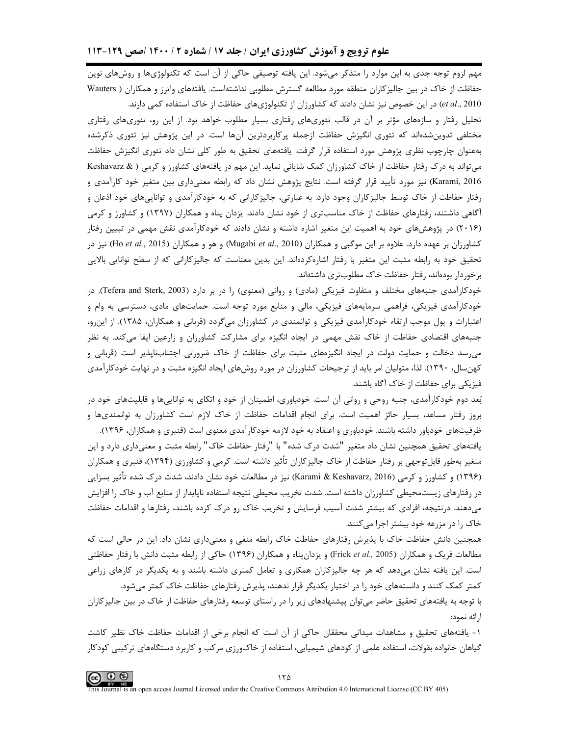مهم لزوم توجه جدی به این موارد را متذکر می‌شود. این یافته توصیفی حاکی از آن است که تکنولوژی‌ها و روش‌های نوین حفاظت از خاک در بین جالیزکاران منطقه مورد مطالعه گسترش مطلوبی نداشته‌است. یافته‌های واترز و همکاران (Wauters *et al*., 2010) در این خصوص نیز نشان دادند که کشاورزان از تکنولوژی‌های حفاظت از خاک استفاده کمی دارند.

تحلیل رفتار و سازه‌های مؤثر بر آن در قالب تئوری‌های رفتاری بسیار مطلوب خواهد بود. از این رو، تئوری‌های رفتاری مختلفی تدوین‌شده‌اند که تئوری انگیزش حفاظت ازجمله پرکاربردترین آن‌ها است. در این پژوهش نیز تئوری ذکرشده به‌عنوان چارچوب نظری پژوهش مورد استفاده قرار گرفت. یافته‌های تحقیق به طور کلی نشان داد تئوری انگیزش حفاظت می‌تواند به درک رفتار حفاظت از خاک کشاورزان کمک شایانی نماید. این مهم در یافته‌های کشاورز و کرمی (Keshavarz & Karami, 2016) نیز مورد تأیید قرار گرفته است. نتایج پژوهش نشان داد که رابطه معنی‌داری بین متغیر خود کارآمدی و رفتار حفاظت از خاک توسط جالیزکاران وجود دارد. به عبارتی، جالیزکارانی که به خودکارآمدی و توانایی‌های خود اذعان و آگاهی داشتند، رفتارهای حفاظت از خاک مناسب‌تری از خود نشان دادند. یزدان پناه و همکاران (۱۳۹۷) و کشاورز و کرمی (۲۰۱۶) در پژوهش‌های خود به اهمیت این متغیر اشاره داشته و نشان دادند که خودکارآمدی نقش مهمی در تبیین رفتار کشاورزان بر عهده دارد. علاوه بر این موگبی و همکاران (Mugabi *et al*., 2010) و هو و همکاران (Ho *et al*., 2015) نیز در تحقیق خود به رابطه مثبت این متغیر با رفتار اشاره‌کرده‌اند. این بدین معناست که جالیزکارانی که از سطح توانایی بالایی برخوردار بوده‌اند، رفتار حفاظت خاک مطلوب‌تری داشته‌اند.

خودکارآمدی جنبه‌های مختلف و متفاوت فیزیکی (مادی) و روانی (معنوی) را در بر دارد (Tefera and Sterk, 2003). در خودکارآمدی فیزیکی، فراهمی سرمایه‌های فیزیکی، مالی و منابع مورد توجه است. حمایت‌های مادی، دسترسی به وام و اعتبارات و پول موجب ارتقاء خودکارآمدی فیزیکی و توانمندی در کشاورزان می‌گردد (قربانی و همکاران، ۱۳۸۵). از این‌رو، جنبه‌های اقتصادی حفاظت از خاک نقش مهمی در ایجاد انگیزه برای مشارکت کشاورزان و زارعین ایفا می‌کند. به نظر می‌رسد دخالت و حمایت دولت در ایجاد انگیزه‌های مثبت برای حفاظت از خاک ضرورتی اجتناب‌ناپذیر است (قربانی و کهن‌سال، ۱۳۹۰). لذا، متولیان امر باید از ترجیحات کشاورزان در مورد روش‌های ایجاد انگیزه مثبت و در نهایت خودکارآمدی فیزیکی برای حفاظت از خاک آگاه باشند.

بُعد دوم خودکارآمدی، جنبه روحی و روانی آن است. خودباوری، اطمینان از خود و اتکای به توانایی‌ها و قابلیت‌های خود در بروز رفتار مساعد، بسیار حائز اهمیت است. برای انجام اقدامات حفاظت از خاک لازم است کشاورزان به توانمندی‌ها و ظرفیت‌های خودباور داشته باشند. خودباوری و اعتقاد به خود لازمه خودکارآمدی معنوی است (قنبری و همکاران، ۱۳۹۶).

یافته‌های تحقیق همچنین نشان داد متغیر "شدت درک شده" با "رفتار حفاظت خاک" رابطه مثبت و معنی‌داری دارد و این متغیر به‌طور قابل‌توجهی بر رفتار حفاظت از خاک جالیزکاران تأثیر داشته است. کرمی و کشاورزی (۱۳۹۴)، قنبری و همکاران (۱۳۹۶) و کشاورز و کرمی (Karami & Keshavarz, 2016) نیز در مطالعات خود نشان دادند، شدت درک شده تأثیر بسزایی در رفتارهای زیست‌محیطی کشاورزان داشته است. شدت تخریب محیطی نتیجه استفاده ناپایدار از منابع آب و خاک را افزایش می‌دهند. درنتیجه، افرادی که بیشتر شدت آسیب فرسایش و تخریب خاک رو درک کرده باشند، رفتارها و اقدامات حفاظت خاک را در مزرعه خود بیشتر اجرا می‌کنند.

همچنین دانش حفاظت خاک با پذیرش رفتارهای حفاظت خاک رابطه منفی و معنی‌داری نشان داد. این در حالی است که مطالعات فریک و همکاران (Frick *et al*., 2005) و یزدان‌پناه و همکاران (۱۳۹۶) حاکی از رابطه مثبت دانش با رفتار حفاظتی است. این یافته نشان می‌دهد که هر چه جالیزکاران همکاری و تعامل کمتری داشته باشند و به یکدیگر در کارهای زراعی کمتر کمک کنند و دانسته‌های خود را در اختیار یکدیگر قرار ندهند، پذیرش رفتارهای حفاظت خاک کمتر می‌شود.

با توجه به یافته‌های تحقیق حاضر می‌توان پیشنهادهای زیر را در راستای توسعه رفتارهای حفاظت از خاک در بین جالیزکاران ارائه نمود:

۱- یافته‌های تحقیق و مشاهدات میدانی محققان حاکی از آن است که انجام برخی از اقدامات حفاظت خاک نظیر کاشت گیاهان خانواده بقولات، استفاده علمی از کودهای شیمیایی، استفاده از خاک‌ورزی مرکب و کاربرد دستگاه‌های ترکیبی کودکار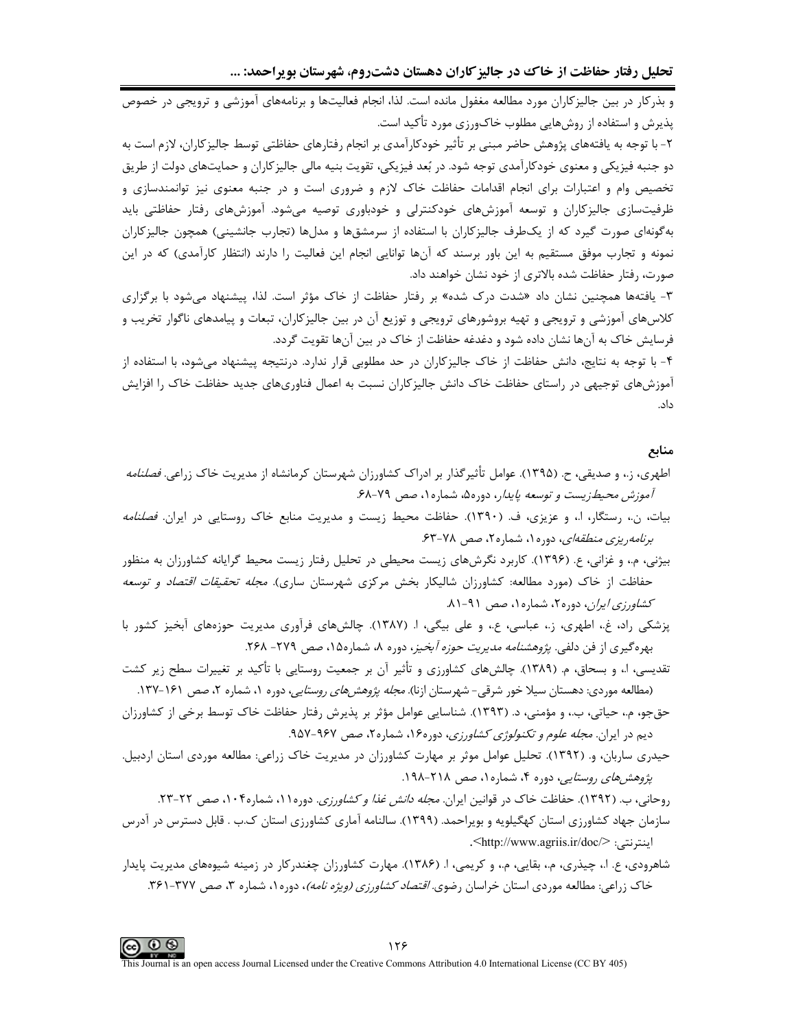و بذرکار در بین جالیزکاران مورد مطالعه مغفول مانده است. لذا، انجام فعالیت‌ها و برنامه‌های آموزشی و ترویجی در خصوص پذیرش و استفاده از روش‌هایی مطلوب خاک‌ورزی مورد تأکید است.

۲- با توجه به یافته‌های پژوهش حاضر مبنی بر تأثیر خودکارآمدی بر انجام رفتارهای حفاظتی توسط جالیزکاران، لازم است به دو جنبه فیزیکی و معنوی خودکارآمدی توجه شود. در بُعد فیزیکی، تقویت بنیه مالی جالیزکاران و حمایت‌های دولت از طریق تخصیص وام و اعتبارات برای انجام اقدامات حفاظت خاک لازم و ضروری است و در جنبه معنوی نیز توانمندسازی و ظرفیت‌سازی جالیزکاران و توسعه آموزش‌های خودکنترلی و خودباوری توصیه می‌شود. آموزش‌های رفتار حفاظتی باید به‌گونه‌ای صورت گیرد که از یک‌طرف جالیزکاران با استفاده از سرمشق‌ها و مدل‌ها (تجارب جانشینی) همچون جالیزکاران نمونه و تجارب موفق مستقیم به این باور برسند که آن‌ها توانایی انجام این فعالیت را دارند (انتظار کارآمدی) که در این صورت، رفتار حفاظت شده بالاتری از خود نشان خواهند داد.

۳- یافته‌ها همچنین نشان داد «شدت درک شده» بر رفتار حفاظت از خاک مؤثر است. لذا، پیشنهاد می‌شود با برگزاری کلاس‌های آموزشی و ترویجی و تهیه بروشورهای ترویجی و توزیع آن در بین جالیزکاران، تبعات و پیامدهای ناگوار تخریب و فرسایش خاک به آن‌ها نشان داده شود و دغدغه حفاظت از خاک در بین آن‌ها تقویت گردد.

۴- با توجه به نتایج، دانش حفاظت از خاک جالیزکاران در حد مطلوبی قرار ندارد. درنتیجه پیشنهاد می‌شود، با استفاده از آموزش‌های توجیهی در راستای حفاظت خاک دانش جالیزکاران نسبت به اعمال فناوری‌های جدید حفاظت خاک را افزایش داد.

## منابع

اطهری، ز.، و صدیقی، ح. (۱۳۹۵). عوامل تأثیرگذار بر ادراک کشاورزان شهرستان کرمانشاه از مدیریت خاک زراعی. *فصلنامه آموزش محیط‌زیست و توسعه پایدار*، دوره۵، شماره۱، صص ۷۹-۶۸.

بیات، ن.، رستگار، ا.، و عزیزی، ف. (۱۳۹۰). حفاظت محیط زیست و مدیریت منابع خاک روستایی در ایران. *فصلنامه برنامه‌ریزی منطقه‌ای*، دوره۱، شماره۲، صص ۷۸-۶۳.

بیژنی، م.، و غزانی، ع. (۱۳۹۶). کاربرد نگرش‌های زیست محیطی در تحلیل رفتار زیست محیط گرایانه کشاورزان به منظور حفاظت از خاک (مورد مطالعه: کشاورزان شالیکار بخش مرکزی شهرستان ساری). *مجله تحقیقات اقتصاد و توسعه کشاورزی ایران*، دوره۲، شماره۱، صص ۹۱-۸۱.

پزشکی راد، غ.، اطهری، ز.، عباسی، ع.، و علی بیگی، ا. (۱۳۸۷). چالش‌های فرآوری مدیریت حوزه‌های آبخیز کشور با بهره‌گیری از فن دلفی. *پژوهشنامه مدیریت حوزه آبخیز*، دوره ۸، شماره۱۵، صص ۲۷۹- ۲۶۸.

تقدیسی، ا.، و بسحاق، م. (۱۳۸۹). چالش‌های کشاورزی و تأثیر آن بر جمعیت روستایی با تأکید بر تغییرات سطح زیر کشت (مطالعه موردی: دهستان سیلا خور شرقی- شهرستان ازنا). *مجله پژوهش‌های روستایی*، دوره ۱، شماره ۲، صص ۱۶۱-۱۳۷.

حق‌جو، م.، حیاتی، ب.، و مؤمنی، د. (۱۳۹۳). شناسایی عوامل مؤثر بر پذیرش رفتار حفاظت خاک توسط برخی از کشاورزان دیم در ایران. *مجله علوم و تکنولوژی کشاورزی*، دوره۱۶، شماره۲، صص ۹۶۷-۹۵۷.

حیدری ساربان، و. (۱۳۹۲). تحلیل عوامل موثر بر مهارت کشاورزان در مدیریت خاک زراعی: مطالعه موردی استان اردبیل. *پژوهش‌های روستایی*، دوره ۴، شماره۱، صص ۲۱۸-۱۹۸.

روحانی، ب. (۱۳۹۲). حفاظت خاک در قوانین ایران. *مجله دانش غذا و کشاورزی*. دوره۱۱، شماره۱۰۴، صص ۲۲-۲۳.

سازمان جهاد کشاورزی استان کهگیلویه و بویراحمد. (۱۳۹۹). سالنامه آماری کشاورزی استان ک.ب . قابل دسترس در آدرس اینترنتی: <http://www.agriis.ir/doc/>.

شاهرودی، ع. ا.، چیذری، م.، بقایی، م.، و کریمی، ا. (۱۳۸۶). مهارت کشاورزان چغندرکار در زمینه شیوه‌های مدیریت پایدار خاک زراعی: مطالعه موردی استان خراسان رضوی. *اقتصاد کشاورزی (ویژه نامه)*، دوره۱، شماره ۳، صص ۳۷۷-۳۶۱.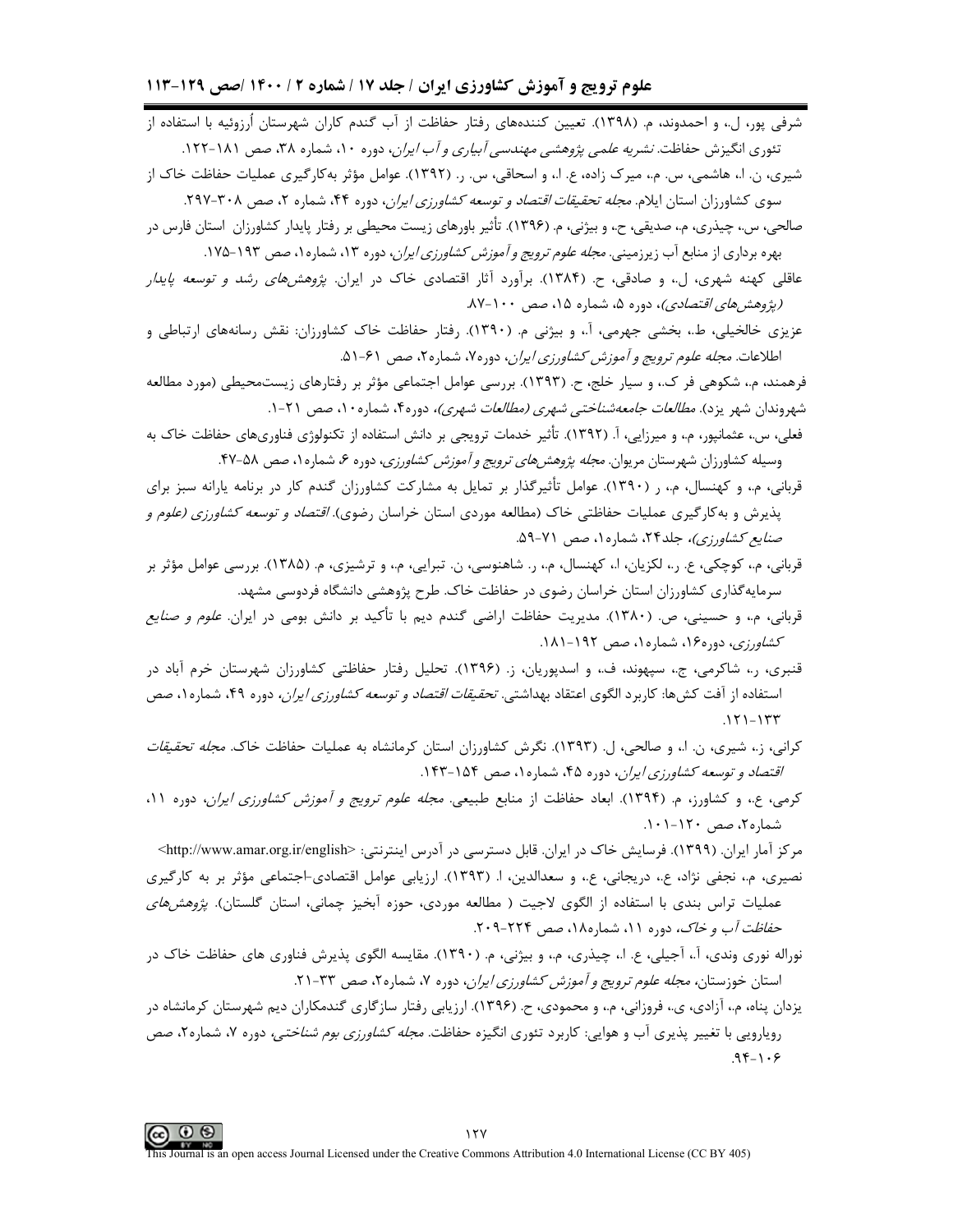شرفی پور، ل.، و احمدوند، م. (۱۳۹۸). تعیین کننده‌های رفتار حفاظت از آب گندم کاران شهرستان اُرزوئیه با استفاده از تئوری انگیزش حفاظت. *نشریه علمی پژوهشی مهندسی آبیاری و آب ایران*، دوره ۱۰، شماره ۳۸، صص ۱۸۱-۱۲۲.

شیری، ن. ا.، هاشمی، س. م.، میرک زاده، ع. ا.، و اسحاقی، س. ر. (۱۳۹۲). عوامل مؤثر به‌کارگیری عملیات حفاظت خاک از سوی کشاورزان استان ایلام. *مجله تحقیقات اقتصاد و توسعه کشاورزی ایران*، دوره ۴۴، شماره ۲، صص ۳۰۸-۲۹۷.

صالحی، س.، چیذری، م.، صدیقی، ح.، و بیژنی، م. (۱۳۹۶). تأثیر باورهای زیست محیطی بر رفتار پایدار کشاورزان استان فارس در بهره برداری از منابع آب زیرزمینی. *مجله علوم ترویج و آموزش کشاورزی ایران*، دوره ۱۳، شماره۱، صص ۱۹۳-۱۷۵.

عاقلی کهنه شهری، ل.، و صادقی، ح. (۱۳۸۴). برآورد آثار اقتصادی خاک در ایران. *پژوهش‌های رشد و توسعه پایدار (پژوهش‌های اقتصادی)*، دوره ۵، شماره ۱۵، صص ۱۰۰-۸۷.

عزیزی خالخیلی، ط.، بخشی جهرمی، آ.، و بیژنی م. (۱۳۹۰). رفتار حفاظت خاک کشاورزان: نقش رسانه‌های ارتباطی و اطلاعات. *مجله علوم ترویج و آموزش کشاورزی ایران*، دوره۷، شماره۲، صص ۶۱-۵۱.

فرهمند، م.، شکوهی فر ک.، و سیار خلج، ح. (۱۳۹۳). بررسی عوامل اجتماعی مؤثر بر رفتارهای زیست‌محیطی (مورد مطالعه شهروندان شهر یزد). *مطالعات جامعه‌شناختی شهری (مطالعات شهری)*، دوره۴، شماره۱۰، صص ۲۱-۱.

فعلی، س.، عثمانپور، م.، و میرزایی، آ. (۱۳۹۲). تأثیر خدمات ترویجی بر دانش استفاده از تکنولوژی فناوری‌های حفاظت خاک به وسیله کشاورزان شهرستان مریوان. *مجله پژوهش‌های ترویج و آموزش کشاورزی*، دوره ۶، شماره۱، صص ۵۸-۴۷.

قربانی، م.، و کهنسال، م.، ر (۱۳۹۰). عوامل تأثیرگذار بر تمایل به مشارکت کشاورزان گندم کار در برنامه یارانه سبز برای پذیرش و به‌کارگیری عملیات حفاظتی خاک (مطالعه موردی استان خراسان رضوی). *اقتصاد و توسعه کشاورزی (علوم و صنایع کشاورزی)*، جلد۲۴، شماره۱، صص ۷۱-۵۹.

قربانی، م.، کوچکی، ع. ر.، لکزیان، ا.، کهنسال، م.، ر.، شاهنوسی، ن. تبرایی، م.، و ترشیزی، م. (۱۳۸۵). بررسی عوامل مؤثر بر سرمایه‌گذاری کشاورزان استان خراسان رضوی در حفاظت خاک. طرح پژوهشی دانشگاه فردوسی مشهد.

قربانی، م.، و حسینی، ص. (۱۳۸۰). مدیریت حفاظت اراضی گندم دیم با تأکید بر دانش بومی در ایران. *علوم و صنایع کشاورزی*، دوره۱۶، شماره۱، صص ۱۹۲-۱۸۱.

قنبری، ر.، شاکرمی، ج.، سپهوند، ف.، و اسدپوریان، ز. (۱۳۹۶). تحلیل رفتار حفاظتی کشاورزان شهرستان خرم آباد در استفاده از آفت کش‌ها: کاربرد الگوی اعتقاد بهداشتی. *تحقیقات اقتصاد و توسعه کشاورزی ایران*، دوره ۴۹، شماره۱، صص ۱۳۳-۱۲۱.

کرانی، ز.، شیری، ن. ا.، و صالحی، ل. (۱۳۹۳). نگرش کشاورزان استان کرمانشاه به عملیات حفاظت خاک. *مجله تحقیقات اقتصاد و توسعه کشاورزی ایران*، دوره ۴۵، شماره۱، صص ۱۵۴-۱۴۳.

کرمی، ع.، و کشاورز، م. (۱۳۹۴). ابعاد حفاظت از منابع طبیعی. *مجله علوم ترویج و آموزش کشاورزی ایران*، دوره ۱۱، شماره۲، صص ۱۲۰-۱۰۱.

مرکز آمار ایران. (۱۳۹۹). فرسایش خاک در ایران. قابل دسترسی در آدرس اینترنتی: <http://www.amar.org.ir/english>

نصیری، م.، نجفی نژاد، ع.، دریجانی، ع.، و سعدالدین، ا. (۱۳۹۳). ارزیابی عوامل اقتصادی-اجتماعی مؤثر بر به کارگیری عملیات تراس بندی با استفاده از الگوی لاجیت ( مطالعه موردی، حوزه آبخیز چمانی، استان گلستان). *پژوهش‌های حفاظت آب و خاک*، دوره ۱۱، شماره۱۸، صص ۲۲۴-۲۰۹.

نوراله نوری وندی، آ.، آجیلی، ع. ا.، چیذری، م.، و بیژنی، م. (۱۳۹۰). مقایسه الگوی پذیرش فناوری های حفاظت خاک در استان خوزستان، *مجله علوم ترویج و آموزش کشاورزی ایران*، دوره ۷، شماره۲، صص ۳۳-۲۱.

یزدان پناه، م.، آزادی، ی.، فروزانی، م.، و محمودی، ح. (۱۳۹۶). ارزیابی رفتار سازگاری گندمکاران دیم شهرستان کرمانشاه در رویارویی با تغییر پذیری آب و هوایی: کاربرد تئوری انگیزه حفاظت. *مجله کشاورزی بوم شناختی*، دوره ۷، شماره۲، صص ۱۰۶-۹۴.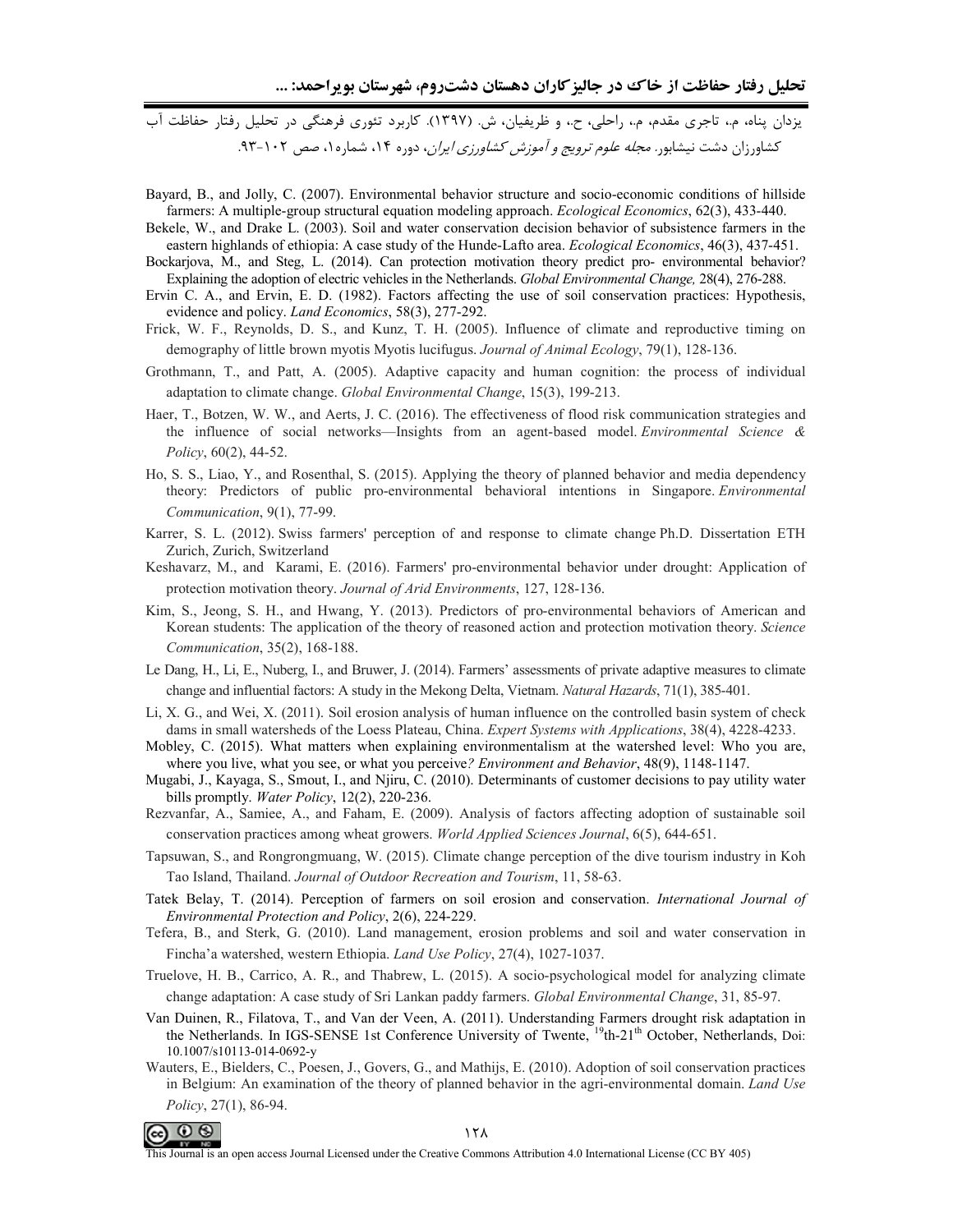یزدان پناه، م.، تاجری مقدم، م.، راحلی، ح.، و ظریفیان، ش. (۱۳۹۷). کاربرد تئوری فرهنگی در تحلیل رفتار حفاظت آب کشاورزان دشت نیشابور. *مجله علوم ترویج و آموزش کشاورزی ایران*، دوره ۱۴، شماره۱، صص ۱۰۲-۹۳.

Bayard, B., and Jolly, C. (2007). Environmental behavior structure and socio-economic conditions of hillside farmers: A multiple-group structural equation modeling approach. *Ecological Economics*, 62(3), 433-440.

Bekele, W., and Drake L. (2003). Soil and water conservation decision behavior of subsistence farmers in the eastern highlands of ethiopia: A case study of the Hunde-Lafto area. *Ecological Economics*, 46(3), 437-451.

Bockarjova, M., and Steg, L. (2014). Can protection motivation theory predict pro- environmental behavior? Explaining the adoption of electric vehicles in the Netherlands. *Global Environmental Change,* 28(4), 276-288.

Ervin C. A., and Ervin, E. D. (1982). Factors affecting the use of soil conservation practices: Hypothesis, evidence and policy. *Land Economics*, 58(3), 277-292.

Frick, W. F., Reynolds, D. S., and Kunz, T. H. (2005). Influence of climate and reproductive timing on demography of little brown myotis Myotis lucifugus. *Journal of Animal Ecology*, 79(1), 128-136.

Grothmann, T., and Patt, A. (2005). Adaptive capacity and human cognition: the process of individual adaptation to climate change. *Global Environmental Change*, 15(3), 199-213.

Haer, T., Botzen, W. W., and Aerts, J. C. (2016). The effectiveness of flood risk communication strategies and the influence of social networks—Insights from an agent-based model. *Environmental Science & Policy*, 60(2), 44-52.

Ho, S. S., Liao, Y., and Rosenthal, S. (2015). Applying the theory of planned behavior and media dependency theory: Predictors of public pro-environmental behavioral intentions in Singapore. *Environmental Communication*, 9(1), 77-99.

Karrer, S. L. (2012). Swiss farmers' perception of and response to climate change Ph.D. Dissertation ETH Zurich, Zurich, Switzerland

Keshavarz, M., and Karami, E. (2016). Farmers' pro-environmental behavior under drought: Application of protection motivation theory. *Journal of Arid Environments*, 127, 128-136.

Kim, S., Jeong, S. H., and Hwang, Y. (2013). Predictors of pro-environmental behaviors of American and Korean students: The application of the theory of reasoned action and protection motivation theory. *Science Communication*, 35(2), 168-188.

Le Dang, H., Li, E., Nuberg, I., and Bruwer, J. (2014). Farmers' assessments of private adaptive measures to climate change and influential factors: A study in the Mekong Delta, Vietnam. *Natural Hazards*, 71(1), 385-401.

Li, X. G., and Wei, X. (2011). Soil erosion analysis of human influence on the controlled basin system of check dams in small watersheds of the Loess Plateau, China. *Expert Systems with Applications*, 38(4), 4228-4233.

Mobley, C. (2015). What matters when explaining environmentalism at the watershed level: Who you are, where you live, what you see, or what you perceive? *Environment and Behavior*, 48(9), 1148-1147.

Mugabi, J., Kayaga, S., Smout, I., and Njiru, C. (2010). Determinants of customer decisions to pay utility water bills promptly. *Water Policy*, 12(2), 220-236.

Rezvanfar, A., Samiee, A., and Faham, E. (2009). Analysis of factors affecting adoption of sustainable soil conservation practices among wheat growers. *World Applied Sciences Journal*, 6(5), 644-651.

Tapsuwan, S., and Rongrongmuang, W. (2015). Climate change perception of the dive tourism industry in Koh Tao Island, Thailand. *Journal of Outdoor Recreation and Tourism*, 11, 58-63.

Tatek Belay, T. (2014). Perception of farmers on soil erosion and conservation. *International Journal of Environmental Protection and Policy*, 2(6), 224-229.

Tefera, B., and Sterk, G. (2010). Land management, erosion problems and soil and water conservation in Fincha'a watershed, western Ethiopia. *Land Use Policy*, 27(4), 1027-1037.

Truelove, H. B., Carrico, A. R., and Thabrew, L. (2015). A socio-psychological model for analyzing climate change adaptation: A case study of Sri Lankan paddy farmers. *Global Environmental Change*, 31, 85-97.

Van Duinen, R., Filatova, T., and Van der Veen, A. (2011). Understanding Farmers drought risk adaptation in the Netherlands. In IGS-SENSE 1st Conference University of Twente, 19th-21th October, Netherlands, Doi: 10.1007/s10113-014-0692-y

Wauters, E., Bielders, C., Poesen, J., Govers, G., and Mathijs, E. (2010). Adoption of soil conservation practices in Belgium: An examination of the theory of planned behavior in the agri-environmental domain. *Land Use Policy*, 27(1), 86-94.

This Journal is an open access Journal Licensed under the Creative Commons Attribution 4.0 International License (CC BY 405)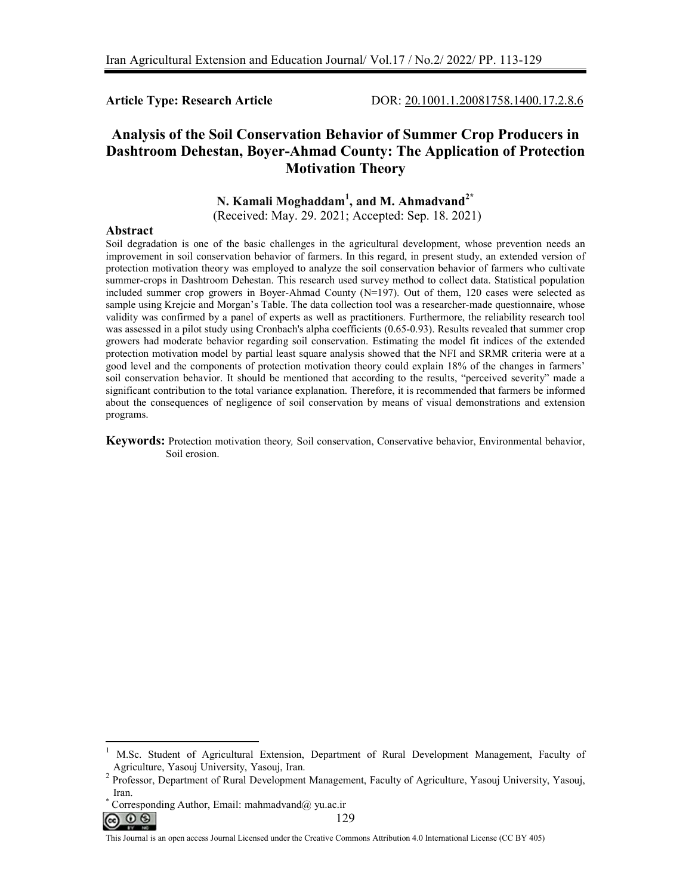**Article Type: Research Article** DOR: 20.1001.1.20081758.1400.17.2.8.6

# Analysis of the Soil Conservation Behavior of Summer Crop Producers in Dashtroom Dehestan, Boyer-Ahmad County: The Application of Protection Motivation Theory

**N. Kamali Moghaddam[1], and M. Ahmadvand[2*]**

(Received: May. 29. 2021; Accepted: Sep. 18. 2021)

## Abstract

Soil degradation is one of the basic challenges in the agricultural development, whose prevention needs an improvement in soil conservation behavior of farmers. In this regard, in present study, an extended version of protection motivation theory was employed to analyze the soil conservation behavior of farmers who cultivate summer-crops in Dashtroom Dehestan. This research used survey method to collect data. Statistical population included summer crop growers in Boyer-Ahmad County (N=197). Out of them, 120 cases were selected as sample using Krejcie and Morgan's Table. The data collection tool was a researcher-made questionnaire, whose validity was confirmed by a panel of experts as well as practitioners. Furthermore, the reliability research tool was assessed in a pilot study using Cronbach's alpha coefficients (0.65-0.93). Results revealed that summer crop growers had moderate behavior regarding soil conservation. Estimating the model fit indices of the extended protection motivation model by partial least square analysis showed that the NFI and SRMR criteria were at a good level and the components of protection motivation theory could explain 18% of the changes in farmers' soil conservation behavior. It should be mentioned that according to the results, "perceived severity" made a significant contribution to the total variance explanation. Therefore, it is recommended that farmers be informed about the consequences of negligence of soil conservation by means of visual demonstrations and extension programs.

**Keywords:** Protection motivation theory, Soil conservation, Conservative behavior, Environmental behavior, Soil erosion.

---

[1] M.Sc. Student of Agricultural Extension, Department of Rural Development Management, Faculty of Agriculture, Yasouj University, Yasouj, Iran.

[2] Professor, Department of Rural Development Management, Faculty of Agriculture, Yasouj University, Yasouj, Iran.

[*] Corresponding Author, Email: mahmadvand@ yu.ac.ir

This Journal is an open access Journal Licensed under the Creative Commons Attribution 4.0 International License (CC BY 405)